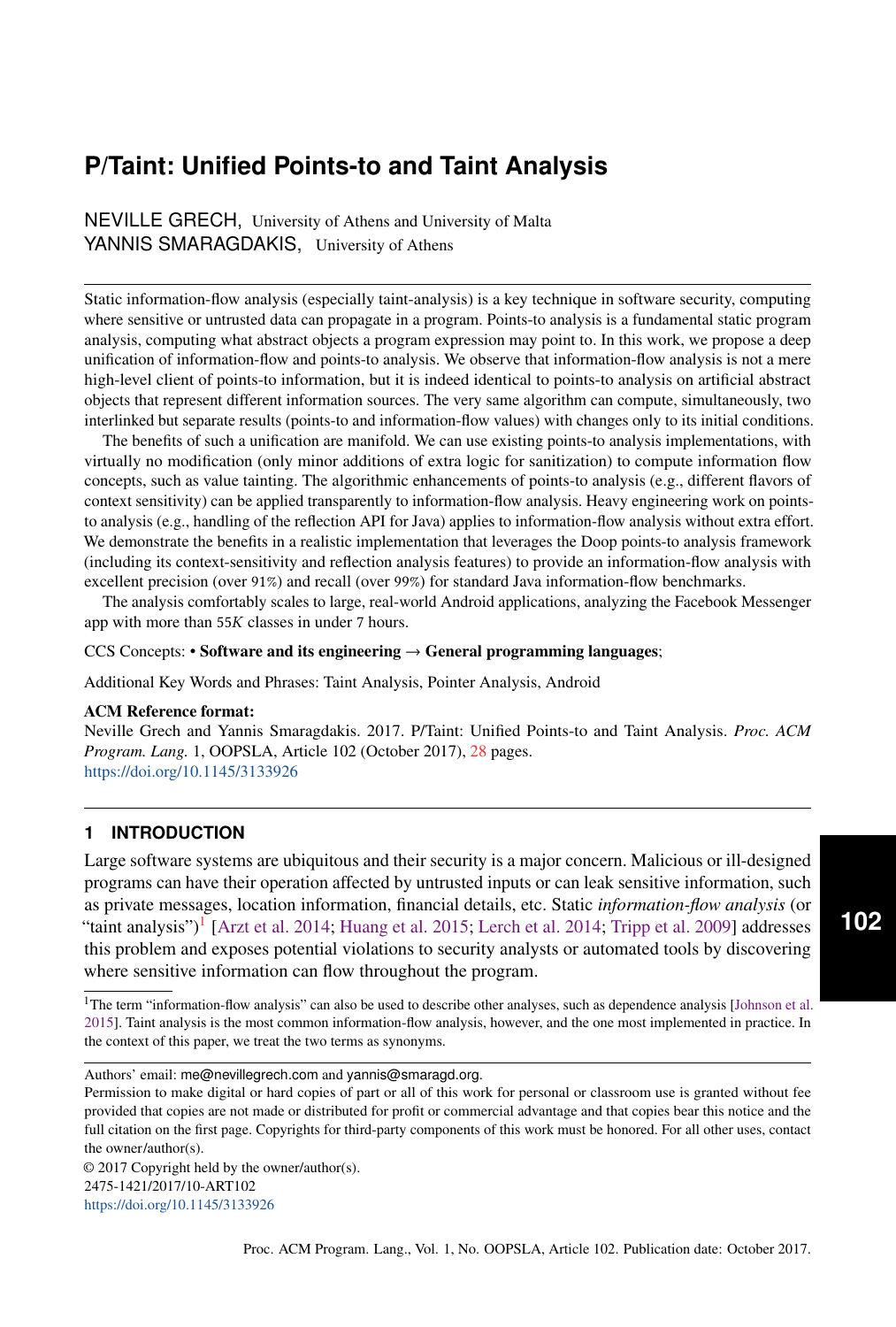# P/Taint: Unified Points-to and Taint Analysis

NEVILLE GRECH, University of Athens and University of Malta
YANNIS SMARAGDAKIS, University of Athens

Static information-flow analysis (especially taint-analysis) is a key technique in software security, computing where sensitive or untrusted data can propagate in a program. Points-to analysis is a fundamental static program analysis, computing what abstract objects a program expression may point to. In this work, we propose a deep unification of information-flow and points-to analysis. We observe that information-flow analysis is not a mere high-level client of points-to information, but it is indeed identical to points-to analysis on artificial abstract objects that represent different information sources. The very same algorithm can compute, simultaneously, two interlinked but separate results (points-to and information-flow values) with changes only to its initial conditions.

The benefits of such a unification are manifold. We can use existing points-to analysis implementations, with virtually no modification (only minor additions of extra logic for sanitization) to compute information flow concepts, such as value tainting. The algorithmic enhancements of points-to analysis (e.g., different flavors of context sensitivity) can be applied transparently to information-flow analysis. Heavy engineering work on points-to analysis (e.g., handling of the reflection API for Java) applies to information-flow analysis without extra effort. We demonstrate the benefits in a realistic implementation that leverages the Doop points-to analysis framework (including its context-sensitivity and reflection analysis features) to provide an information-flow analysis with excellent precision (over 91%) and recall (over 99%) for standard Java information-flow benchmarks.

The analysis comfortably scales to large, real-world Android applications, analyzing the Facebook Messenger app with more than 55*K* classes in under 7 hours.

CCS Concepts: • **Software and its engineering** → **General programming languages**;

Additional Key Words and Phrases: Taint Analysis, Pointer Analysis, Android

**ACM Reference format:**
Neville Grech and Yannis Smaragdakis. 2017. P/Taint: Unified Points-to and Taint Analysis. *Proc. ACM Program. Lang.* 1, OOPSLA, Article 102 (October 2017), 28 pages.
https://doi.org/10.1145/3133926

## 1 INTRODUCTION

Large software systems are ubiquitous and their security is a major concern. Malicious or ill-designed programs can have their operation affected by untrusted inputs or can leak sensitive information, such as private messages, location information, financial details, etc. Static *information-flow analysis* (or "taint analysis")[1] [Arzt et al. 2014; Huang et al. 2015; Lerch et al. 2014; Tripp et al. 2009] addresses this problem and exposes potential violations to security analysts or automated tools by discovering where sensitive information can flow throughout the program.

[1] The term "information-flow analysis" can also be used to describe other analyses, such as dependence analysis [Johnson et al. 2015]. Taint analysis is the most common information-flow analysis, however, and the one most implemented in practice. In the context of this paper, we treat the two terms as synonyms.

Authors' email: me@nevillegrech.com and yannis@smaragd.org.
Permission to make digital or hard copies of part or all of this work for personal or classroom use is granted without fee provided that copies are not made or distributed for profit or commercial advantage and that copies bear this notice and the full citation on the first page. Copyrights for third-party components of this work must be honored. For all other uses, contact the owner/author(s).
© 2017 Copyright held by the owner/author(s).
2475-1421/2017/10-ART102
https://doi.org/10.1145/3133926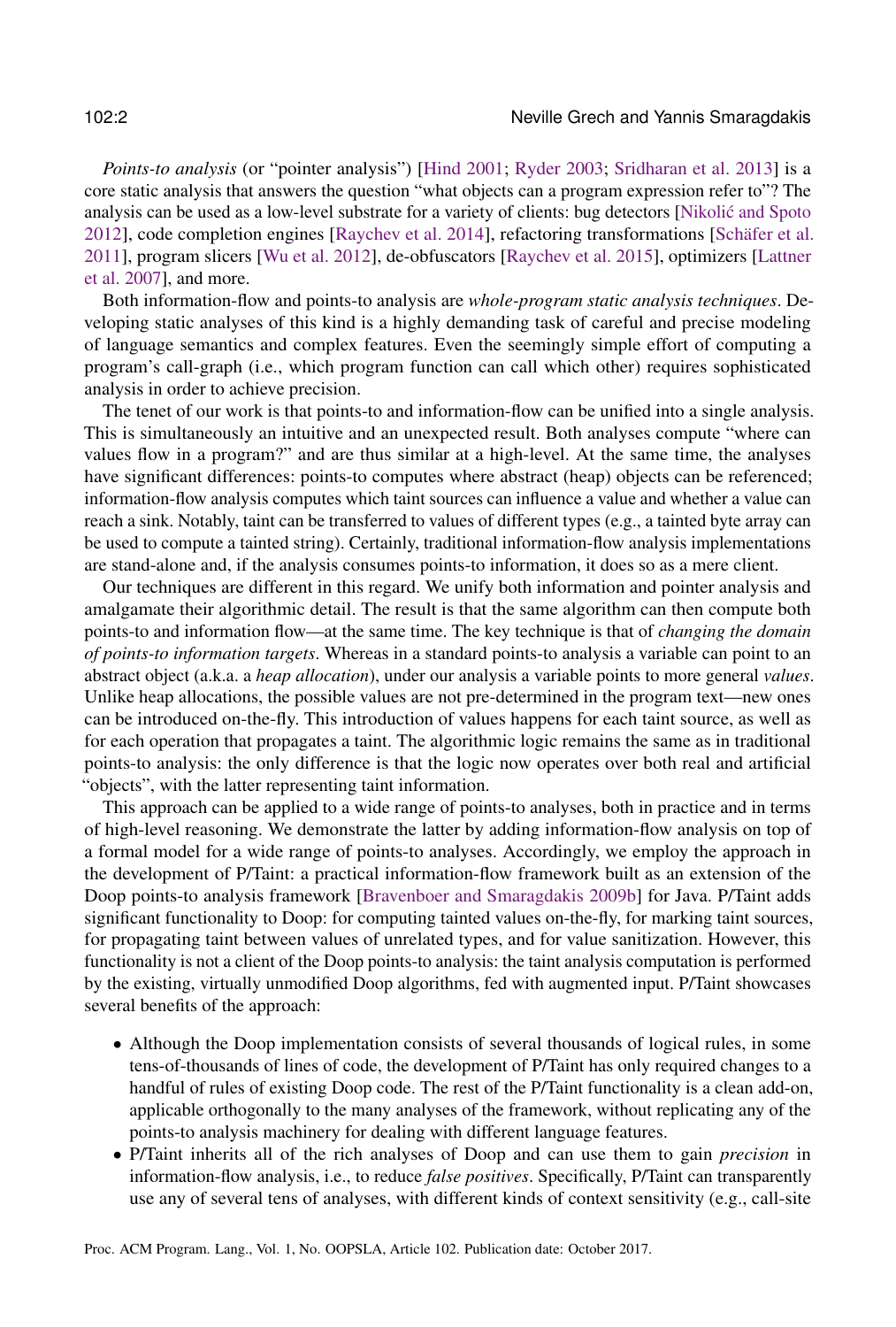*Points-to analysis* (or "pointer analysis") [Hind 2001; Ryder 2003; Sridharan et al. 2013] is a core static analysis that answers the question "what objects can a program expression refer to"? The analysis can be used as a low-level substrate for a variety of clients: bug detectors [Nikolić and Spoto 2012], code completion engines [Raychev et al. 2014], refactoring transformations [Schäfer et al. 2011], program slicers [Wu et al. 2012], de-obfuscators [Raychev et al. 2015], optimizers [Lattner et al. 2007], and more.

Both information-flow and points-to analysis are *whole-program static analysis techniques*. Developing static analyses of this kind is a highly demanding task of careful and precise modeling of language semantics and complex features. Even the seemingly simple effort of computing a program's call-graph (i.e., which program function can call which other) requires sophisticated analysis in order to achieve precision.

The tenet of our work is that points-to and information-flow can be unified into a single analysis. This is simultaneously an intuitive and an unexpected result. Both analyses compute "where can values flow in a program?" and are thus similar at a high-level. At the same time, the analyses have significant differences: points-to computes where abstract (heap) objects can be referenced; information-flow analysis computes which taint sources can influence a value and whether a value can reach a sink. Notably, taint can be transferred to values of different types (e.g., a tainted byte array can be used to compute a tainted string). Certainly, traditional information-flow analysis implementations are stand-alone and, if the analysis consumes points-to information, it does so as a mere client.

Our techniques are different in this regard. We unify both information and pointer analysis and amalgamate their algorithmic detail. The result is that the same algorithm can then compute both points-to and information flow—at the same time. The key technique is that of *changing the domain of points-to information targets*. Whereas in a standard points-to analysis a variable can point to an abstract object (a.k.a. a *heap allocation*), under our analysis a variable points to more general *values*. Unlike heap allocations, the possible values are not pre-determined in the program text—new ones can be introduced on-the-fly. This introduction of values happens for each taint source, as well as for each operation that propagates a taint. The algorithmic logic remains the same as in traditional points-to analysis: the only difference is that the logic now operates over both real and artificial "objects", with the latter representing taint information.

This approach can be applied to a wide range of points-to analyses, both in practice and in terms of high-level reasoning. We demonstrate the latter by adding information-flow analysis on top of a formal model for a wide range of points-to analyses. Accordingly, we employ the approach in the development of P/Taint: a practical information-flow framework built as an extension of the Doop points-to analysis framework [Bravenboer and Smaragdakis 2009b] for Java. P/Taint adds significant functionality to Doop: for computing tainted values on-the-fly, for marking taint sources, for propagating taint between values of unrelated types, and for value sanitization. However, this functionality is not a client of the Doop points-to analysis: the taint analysis computation is performed by the existing, virtually unmodified Doop algorithms, fed with augmented input. P/Taint showcases several benefits of the approach:

- Although the Doop implementation consists of several thousands of logical rules, in some tens-of-thousands of lines of code, the development of P/Taint has only required changes to a handful of rules of existing Doop code. The rest of the P/Taint functionality is a clean add-on, applicable orthogonally to the many analyses of the framework, without replicating any of the points-to analysis machinery for dealing with different language features.
- P/Taint inherits all of the rich analyses of Doop and can use them to gain *precision* in information-flow analysis, i.e., to reduce *false positives*. Specifically, P/Taint can transparently use any of several tens of analyses, with different kinds of context sensitivity (e.g., call-site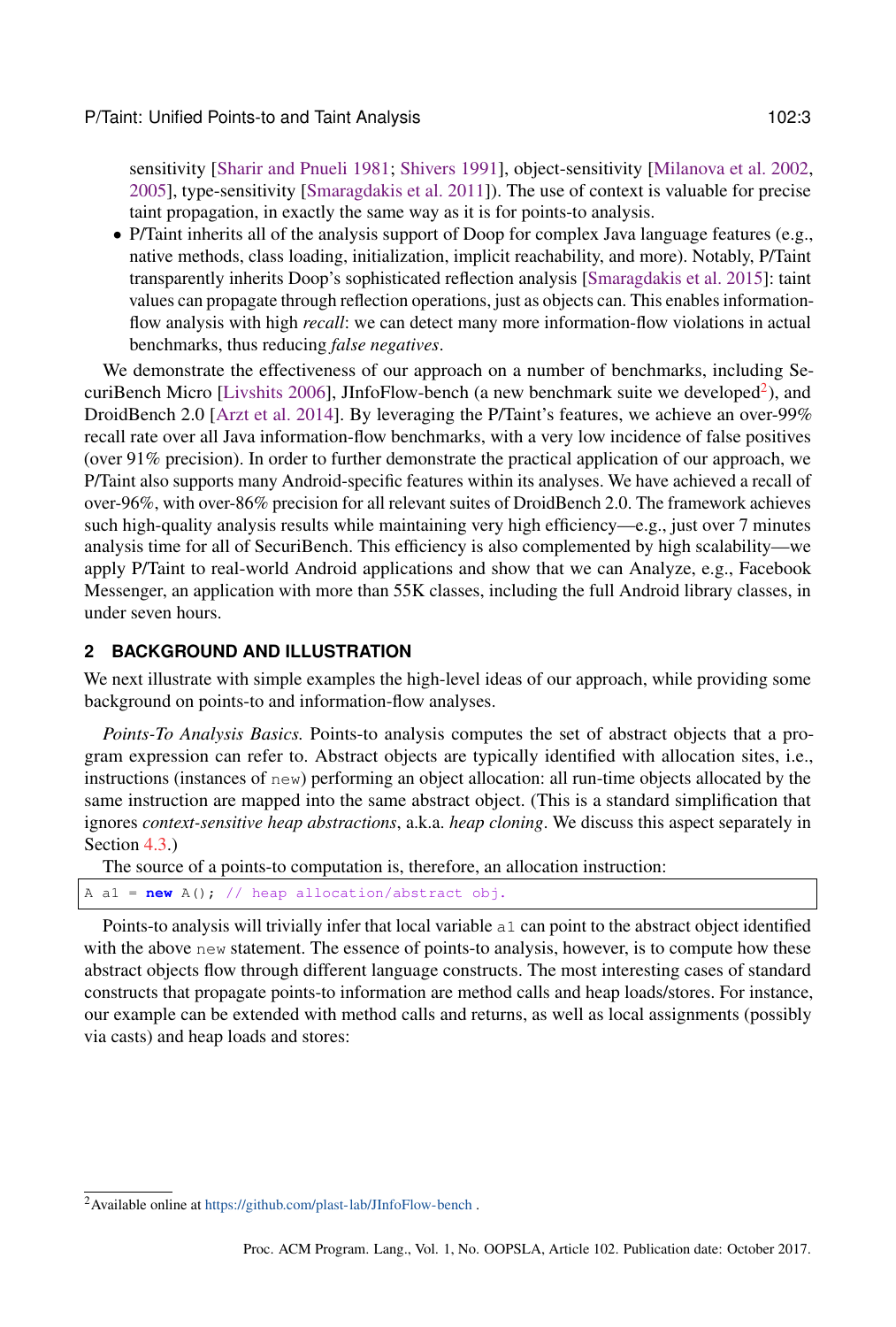sensitivity [Sharir and Pnueli 1981; Shivers 1991], object-sensitivity [Milanova et al. 2002, 2005], type-sensitivity [Smaragdakis et al. 2011]). The use of context is valuable for precise taint propagation, in exactly the same way as it is for points-to analysis.

- P/Taint inherits all of the analysis support of Doop for complex Java language features (e.g., native methods, class loading, initialization, implicit reachability, and more). Notably, P/Taint transparently inherits Doop's sophisticated reflection analysis [Smaragdakis et al. 2015]: taint values can propagate through reflection operations, just as objects can. This enables information-flow analysis with high *recall*: we can detect many more information-flow violations in actual benchmarks, thus reducing *false negatives*.

We demonstrate the effectiveness of our approach on a number of benchmarks, including SecuriBench Micro [Livshits 2006], JInfoFlow-bench (a new benchmark suite we developed[2]), and DroidBench 2.0 [Arzt et al. 2014]. By leveraging the P/Taint's features, we achieve an over-99% recall rate over all Java information-flow benchmarks, with a very low incidence of false positives (over 91% precision). In order to further demonstrate the practical application of our approach, we P/Taint also supports many Android-specific features within its analyses. We have achieved a recall of over-96%, with over-86% precision for all relevant suites of DroidBench 2.0. The framework achieves such high-quality analysis results while maintaining very high efficiency—e.g., just over 7 minutes analysis time for all of SecuriBench. This efficiency is also complemented by high scalability—we apply P/Taint to real-world Android applications and show that we can Analyze, e.g., Facebook Messenger, an application with more than 55K classes, including the full Android library classes, in under seven hours.

## 2 BACKGROUND AND ILLUSTRATION

We next illustrate with simple examples the high-level ideas of our approach, while providing some background on points-to and information-flow analyses.

*Points-To Analysis Basics.* Points-to analysis computes the set of abstract objects that a program expression can refer to. Abstract objects are typically identified with allocation sites, i.e., instructions (instances of `new`) performing an object allocation: all run-time objects allocated by the same instruction are mapped into the same abstract object. (This is a standard simplification that ignores *context-sensitive heap abstractions*, a.k.a. *heap cloning*. We discuss this aspect separately in Section 4.3.)

The source of a points-to computation is, therefore, an allocation instruction:

```
A a1 = new A(); // heap allocation/abstract obj.
```

Points-to analysis will trivially infer that local variable `a1` can point to the abstract object identified with the above `new` statement. The essence of points-to analysis, however, is to compute how these abstract objects flow through different language constructs. The most interesting cases of standard constructs that propagate points-to information are method calls and heap loads/stores. For instance, our example can be extended with method calls and returns, as well as local assignments (possibly via casts) and heap loads and stores:

[2] Available online at https://github.com/plast-lab/JInfoFlow-bench .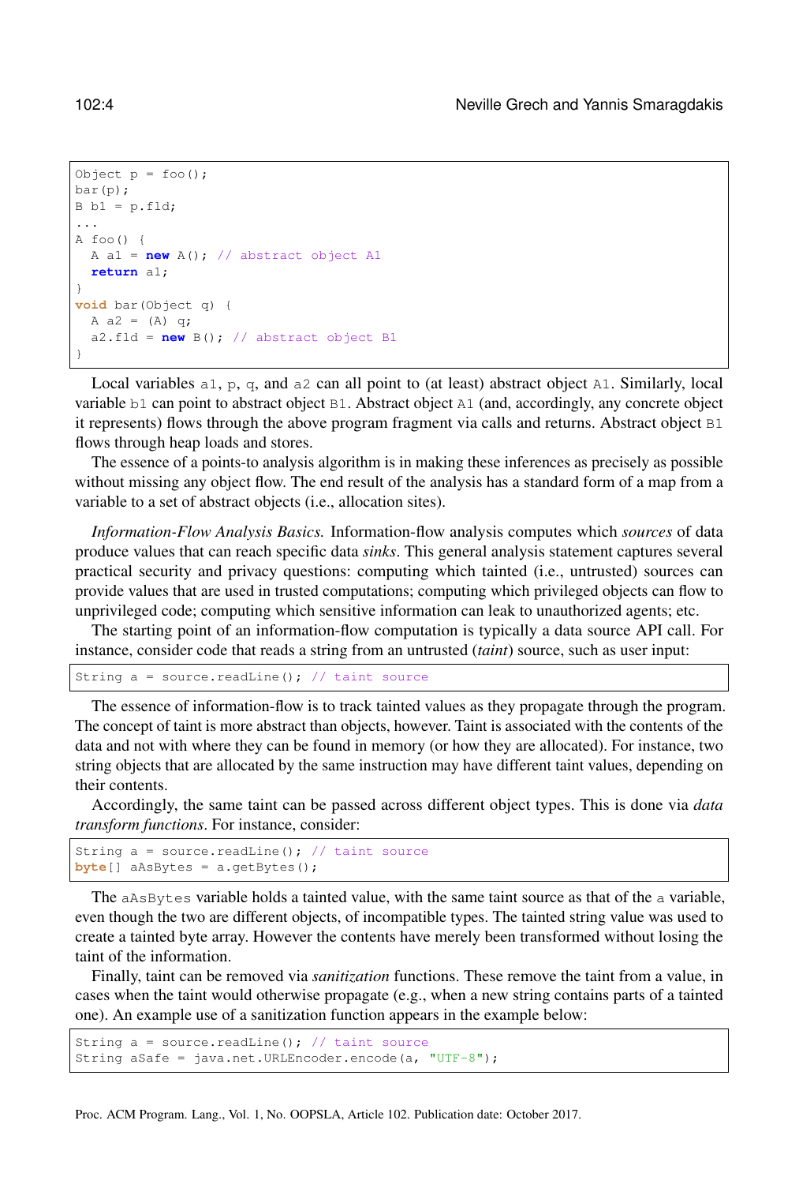```
Object p = foo();
bar(p);
B b1 = p.fld;
...
A foo() {
  A a1 = new A(); // abstract object A1
  return a1;
}
void bar(Object q) {
  A a2 = (A) q;
  a2.fld = new B(); // abstract object B1
}
```

Local variables `a1`, `p`, `q`, and `a2` can all point to (at least) abstract object `A1`. Similarly, local variable `b1` can point to abstract object `B1`. Abstract object `A1` (and, accordingly, any concrete object it represents) flows through the above program fragment via calls and returns. Abstract object `B1` flows through heap loads and stores.

The essence of a points-to analysis algorithm is in making these inferences as precisely as possible without missing any object flow. The end result of the analysis has a standard form of a map from a variable to a set of abstract objects (i.e., allocation sites).

*Information-Flow Analysis Basics.* Information-flow analysis computes which *sources* of data produce values that can reach specific data *sinks*. This general analysis statement captures several practical security and privacy questions: computing which tainted (i.e., untrusted) sources can provide values that are used in trusted computations; computing which privileged objects can flow to unprivileged code; computing which sensitive information can leak to unauthorized agents; etc.

The starting point of an information-flow computation is typically a data source API call. For instance, consider code that reads a string from an untrusted (*taint*) source, such as user input:

```
String a = source.readLine(); // taint source
```

The essence of information-flow is to track tainted values as they propagate through the program. The concept of taint is more abstract than objects, however. Taint is associated with the contents of the data and not with where they can be found in memory (or how they are allocated). For instance, two string objects that are allocated by the same instruction may have different taint values, depending on their contents.

Accordingly, the same taint can be passed across different object types. This is done via *data transform functions*. For instance, consider:

```
String a = source.readLine(); // taint source
byte[] aAsBytes = a.getBytes();
```

The `aAsBytes` variable holds a tainted value, with the same taint source as that of the `a` variable, even though the two are different objects, of incompatible types. The tainted string value was used to create a tainted byte array. However the contents have merely been transformed without losing the taint of the information.

Finally, taint can be removed via *sanitization* functions. These remove the taint from a value, in cases when the taint would otherwise propagate (e.g., when a new string contains parts of a tainted one). An example use of a sanitization function appears in the example below:

```
String a = source.readLine(); // taint source
String aSafe = java.net.URLEncoder.encode(a, "UTF-8");
```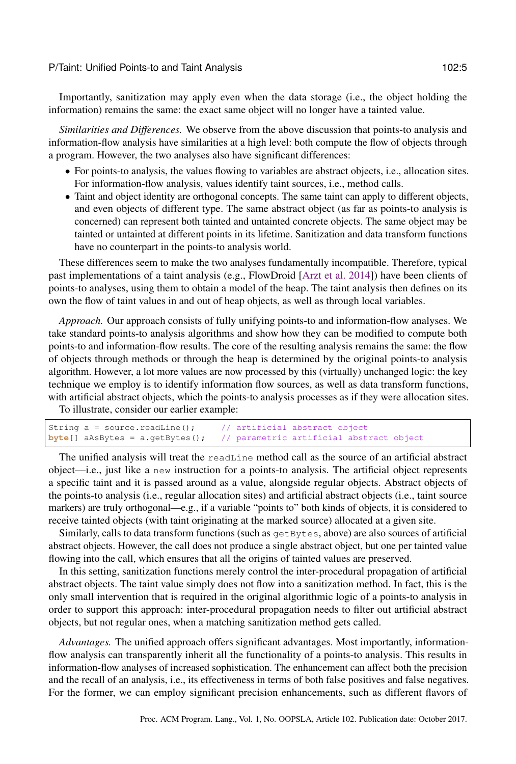Importantly, sanitization may apply even when the data storage (i.e., the object holding the information) remains the same: the exact same object will no longer have a tainted value.

*Similarities and Differences.* We observe from the above discussion that points-to analysis and information-flow analysis have similarities at a high level: both compute the flow of objects through a program. However, the two analyses also have significant differences:

- For points-to analysis, the values flowing to variables are abstract objects, i.e., allocation sites. For information-flow analysis, values identify taint sources, i.e., method calls.
- Taint and object identity are orthogonal concepts. The same taint can apply to different objects, and even objects of different type. The same abstract object (as far as points-to analysis is concerned) can represent both tainted and untainted concrete objects. The same object may be tainted or untainted at different points in its lifetime. Sanitization and data transform functions have no counterpart in the points-to analysis world.

These differences seem to make the two analyses fundamentally incompatible. Therefore, typical past implementations of a taint analysis (e.g., FlowDroid [Arzt et al. 2014]) have been clients of points-to analyses, using them to obtain a model of the heap. The taint analysis then defines on its own the flow of taint values in and out of heap objects, as well as through local variables.

*Approach.* Our approach consists of fully unifying points-to and information-flow analyses. We take standard points-to analysis algorithms and show how they can be modified to compute both points-to and information-flow results. The core of the resulting analysis remains the same: the flow of objects through methods or through the heap is determined by the original points-to analysis algorithm. However, a lot more values are now processed by this (virtually) unchanged logic: the key technique we employ is to identify information flow sources, as well as data transform functions, with artificial abstract objects, which the points-to analysis processes as if they were allocation sites.

To illustrate, consider our earlier example:

```
String a = source.readLine();     // artificial abstract object
byte[] aAsBytes = a.getBytes();   // parametric artificial abstract object
```

The unified analysis will treat the `readLine` method call as the source of an artificial abstract object—i.e., just like a `new` instruction for a points-to analysis. The artificial object represents a specific taint and it is passed around as a value, alongside regular objects. Abstract objects of the points-to analysis (i.e., regular allocation sites) and artificial abstract objects (i.e., taint source markers) are truly orthogonal—e.g., if a variable "points to" both kinds of objects, it is considered to receive tainted objects (with taint originating at the marked source) allocated at a given site.

Similarly, calls to data transform functions (such as `getBytes`, above) are also sources of artificial abstract objects. However, the call does not produce a single abstract object, but one per tainted value flowing into the call, which ensures that all the origins of tainted values are preserved.

In this setting, sanitization functions merely control the inter-procedural propagation of artificial abstract objects. The taint value simply does not flow into a sanitization method. In fact, this is the only small intervention that is required in the original algorithmic logic of a points-to analysis in order to support this approach: inter-procedural propagation needs to filter out artificial abstract objects, but not regular ones, when a matching sanitization method gets called.

*Advantages.* The unified approach offers significant advantages. Most importantly, information-flow analysis can transparently inherit all the functionality of a points-to analysis. This results in information-flow analyses of increased sophistication. The enhancement can affect both the precision and the recall of an analysis, i.e., its effectiveness in terms of both false positives and false negatives. For the former, we can employ significant precision enhancements, such as different flavors of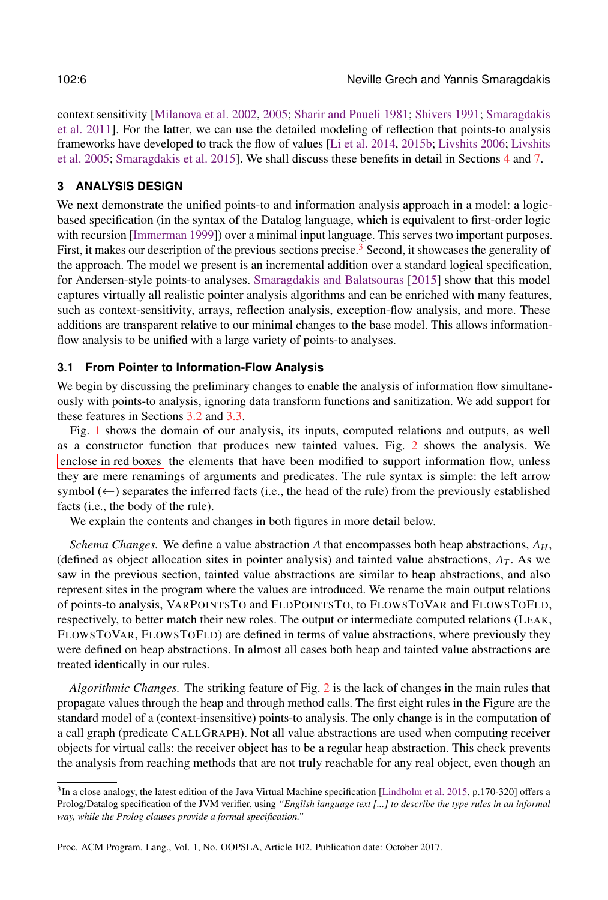context sensitivity [Milanova et al. 2002, 2005; Sharir and Pnueli 1981; Shivers 1991; Smaragdakis et al. 2011]. For the latter, we can use the detailed modeling of reflection that points-to analysis frameworks have developed to track the flow of values [Li et al. 2014, 2015b; Livshits 2006; Livshits et al. 2005; Smaragdakis et al. 2015]. We shall discuss these benefits in detail in Sections 4 and 7.

## 3 ANALYSIS DESIGN

We next demonstrate the unified points-to and information analysis approach in a model: a logic-based specification (in the syntax of the Datalog language, which is equivalent to first-order logic with recursion [Immerman 1999]) over a minimal input language. This serves two important purposes. First, it makes our description of the previous sections precise.[3] Second, it showcases the generality of the approach. The model we present is an incremental addition over a standard logical specification, for Andersen-style points-to analyses. Smaragdakis and Balatsouras [2015] show that this model captures virtually all realistic pointer analysis algorithms and can be enriched with many features, such as context-sensitivity, arrays, reflection analysis, exception-flow analysis, and more. These additions are transparent relative to our minimal changes to the base model. This allows information-flow analysis to be unified with a large variety of points-to analyses.

### 3.1 From Pointer to Information-Flow Analysis

We begin by discussing the preliminary changes to enable the analysis of information flow simultaneously with points-to analysis, ignoring data transform functions and sanitization. We add support for these features in Sections 3.2 and 3.3.

Fig. 1 shows the domain of our analysis, its inputs, computed relations and outputs, as well as a constructor function that produces new tainted values. Fig. 2 shows the analysis. We enclose in red boxes the elements that have been modified to support information flow, unless they are mere renamings of arguments and predicates. The rule syntax is simple: the left arrow symbol ($\leftarrow$) separates the inferred facts (i.e., the head of the rule) from the previously established facts (i.e., the body of the rule).

We explain the contents and changes in both figures in more detail below.

*Schema Changes.* We define a value abstraction *A* that encompasses both heap abstractions, $A_H$, (defined as object allocation sites in pointer analysis) and tainted value abstractions, $A_T$. As we saw in the previous section, tainted value abstractions are similar to heap abstractions, and also represent sites in the program where the values are introduced. We rename the main output relations of points-to analysis, VARPOINTSTO and FLDPOINTSTO, to FLOWSTOVAR and FLOWSTOFLD, respectively, to better match their new roles. The output or intermediate computed relations (LEAK, FLOWSTOVAR, FLOWSTOFLD) are defined in terms of value abstractions, where previously they were defined on heap abstractions. In almost all cases both heap and tainted value abstractions are treated identically in our rules.

*Algorithmic Changes.* The striking feature of Fig. 2 is the lack of changes in the main rules that propagate values through the heap and through method calls. The first eight rules in the Figure are the standard model of a (context-insensitive) points-to analysis. The only change is in the computation of a call graph (predicate CALLGRAPH). Not all value abstractions are used when computing receiver objects for virtual calls: the receiver object has to be a regular heap abstraction. This check prevents the analysis from reaching methods that are not truly reachable for any real object, even though an

[3] In a close analogy, the latest edition of the Java Virtual Machine specification [Lindholm et al. 2015, p.170-320] offers a Prolog/Datalog specification of the JVM verifier, using *"English language text [...] to describe the type rules in an informal way, while the Prolog clauses provide a formal specification."*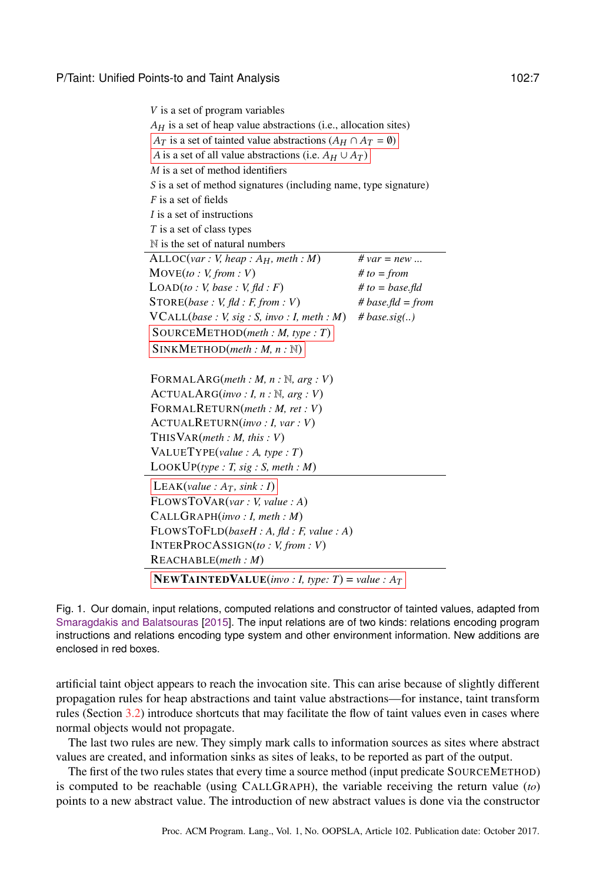$V$ is a set of program variables
$A_H$ is a set of heap value abstractions (i.e., allocation sites)
$A_T$ is a set of tainted value abstractions ($A_H \cap A_T = \emptyset$)
$A$ is a set of all value abstractions (i.e. $A_H \cup A_T$)
$M$ is a set of method identifiers
$S$ is a set of method signatures (including name, type signature)
$F$ is a set of fields
$I$ is a set of instructions
$T$ is a set of class types
$\mathbb{N}$ is the set of natural numbers

| | |
|---|---|
| ALLOC(*var* : $V$, *heap* : $A_H$, *meth* : $M$) | # *var = new ...* |
| MOVE(*to* : $V$, *from* : $V$) | # *to = from* |
| LOAD(*to* : $V$, *base* : $V$, *fld* : $F$) | # *to = base.fld* |
| STORE(*base* : $V$, *fld* : $F$, *from* : $V$) | # *base.fld = from* |
| VCALL(*base* : $V$, *sig* : $S$, *invo* : $I$, *meth* : $M$) | # *base.sig(..)* |
| SOURCEMETHOD(*meth* : $M$, *type* : $T$) | |
| SINKMETHOD(*meth* : $M$, *n* : $\mathbb{N}$) | |

FORMALARG(*meth* : $M$, *n* : $\mathbb{N}$, *arg* : $V$)
ACTUALARG(*invo* : $I$, *n* : $\mathbb{N}$, *arg* : $V$)
FORMALRETURN(*meth* : $M$, *ret* : $V$)
ACTUALRETURN(*invo* : $I$, *var* : $V$)
THISVAR(*meth* : $M$, *this* : $V$)
VALUETYPE(*value* : $A$, *type* : $T$)
LOOKUP(*type* : $T$, *sig* : $S$, *meth* : $M$)

LEAK(*value* : $A_T$, *sink* : $I$)
FLOWSTOVAR(*var* : $V$, *value* : $A$)
CALLGRAPH(*invo* : $I$, *meth* : $M$)
FLOWSTOFLD(*baseH* : $A$, *fld* : $F$, *value* : $A$)
INTERPROCASSIGN(*to* : $V$, *from* : $V$)
REACHABLE(*meth* : $M$)

**NEWTAINTEDVALUE**(*invo* : $I$, *type*: $T$) = *value* : $A_T$

Fig. 1. Our domain, input relations, computed relations and constructor of tainted values, adapted from Smaragdakis and Balatsouras [2015]. The input relations are of two kinds: relations encoding program instructions and relations encoding type system and other environment information. New additions are enclosed in red boxes.

artificial taint object appears to reach the invocation site. This can arise because of slightly different propagation rules for heap abstractions and taint value abstractions—for instance, taint transform rules (Section 3.2) introduce shortcuts that may facilitate the flow of taint values even in cases where normal objects would not propagate.

The last two rules are new. They simply mark calls to information sources as sites where abstract values are created, and information sinks as sites of leaks, to be reported as part of the output.

The first of the two rules states that every time a source method (input predicate SOURCEMETHOD) is computed to be reachable (using CALLGRAPH), the variable receiving the return value (*to*) points to a new abstract value. The introduction of new abstract values is done via the constructor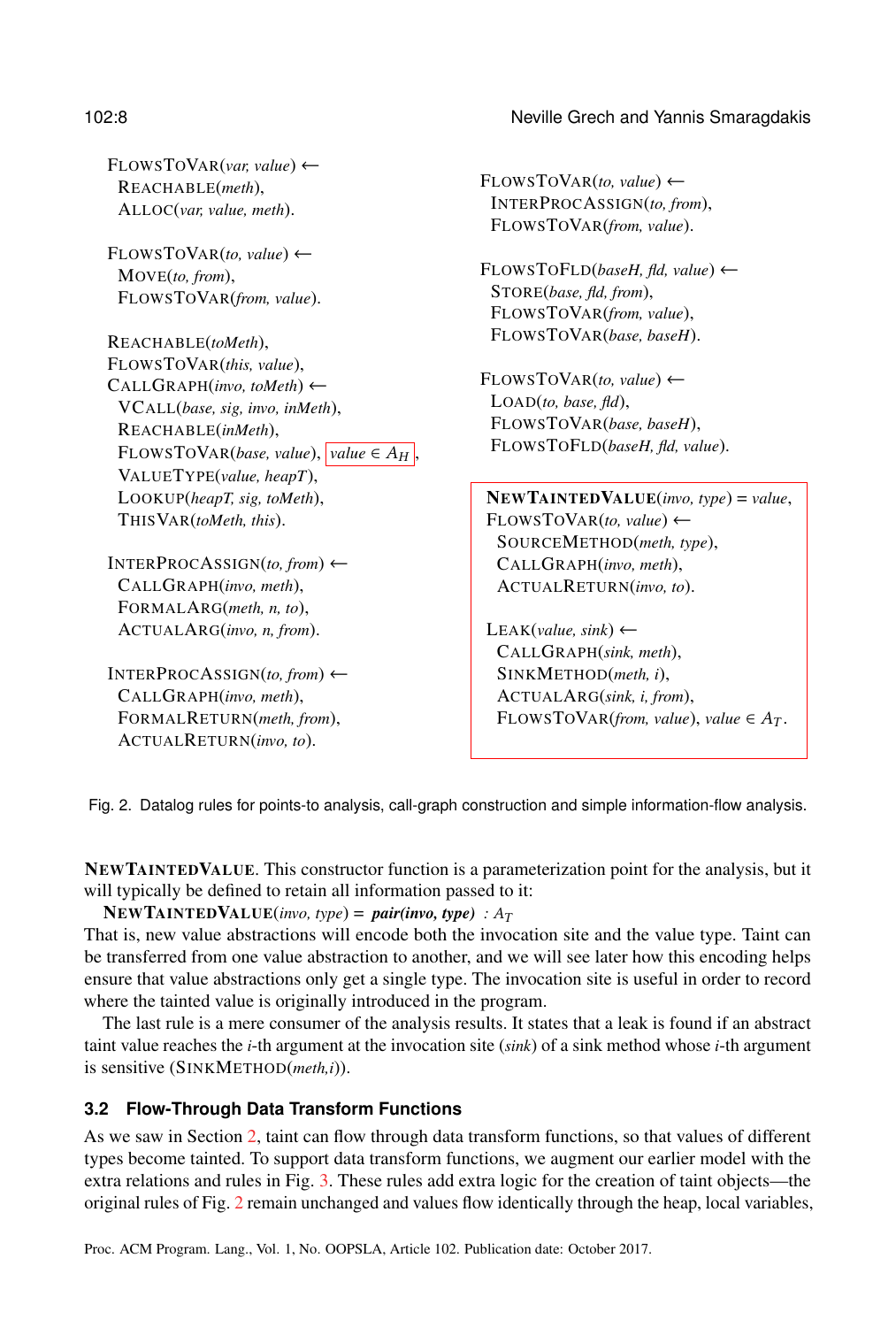```
FlowsToVar(var, value) ←
  Reachable(meth),
  Alloc(var, value, meth).

FlowsToVar(to, value) ←
  Move(to, from),
  FlowsToVar(from, value).

Reachable(toMeth),
FlowsToVar(this, value),
CallGraph(invo, toMeth) ←
  VCall(base, sig, invo, inMeth),
  Reachable(inMeth),
  FlowsToVar(base, value), value ∈ A_H,
  ValueType(value, heapT),
  Lookup(heapT, sig, toMeth),
  ThisVar(toMeth, this).

InterProcAssign(to, from) ←
  CallGraph(invo, meth),
  FormalArg(meth, n, to),
  ActualArg(invo, n, from).

InterProcAssign(to, from) ←
  CallGraph(invo, meth),
  FormalReturn(meth, from),
  ActualReturn(invo, to).

FlowsToVar(to, value) ←
  InterProcAssign(to, from),
  FlowsToVar(from, value).

FlowsToFld(baseH, fld, value) ←
  Store(base, fld, from),
  FlowsToVar(from, value),
  FlowsToVar(base, baseH).

FlowsToVar(to, value) ←
  Load(to, base, fld),
  FlowsToVar(base, baseH),
  FlowsToFld(baseH, fld, value).

NewTaintedValue(invo, type) = value,
FlowsToVar(to, value) ←
  SourceMethod(meth, type),
  CallGraph(invo, meth),
  ActualReturn(invo, to).

Leak(value, sink) ←
  CallGraph(sink, meth),
  SinkMethod(meth, i),
  ActualArg(sink, i, from),
  FlowsToVar(from, value), value ∈ A_T.
```

Fig. 2. Datalog rules for points-to analysis, call-graph construction and simple information-flow analysis.

**NewTaintedValue**. This constructor function is a parameterization point for the analysis, but it will typically be defined to retain all information passed to it:

**NewTaintedValue**(*invo, type*) = ***pair(invo, type)*** $: A_T$

That is, new value abstractions will encode both the invocation site and the value type. Taint can be transferred from one value abstraction to another, and we will see later how this encoding helps ensure that value abstractions only get a single type. The invocation site is useful in order to record where the tainted value is originally introduced in the program.

The last rule is a mere consumer of the analysis results. It states that a leak is found if an abstract taint value reaches the *i*-th argument at the invocation site (*sink*) of a sink method whose *i*-th argument is sensitive (SinkMethod(*meth,i*)).

### 3.2 Flow-Through Data Transform Functions

As we saw in Section 2, taint can flow through data transform functions, so that values of different types become tainted. To support data transform functions, we augment our earlier model with the extra relations and rules in Fig. 3. These rules add extra logic for the creation of taint objects—the original rules of Fig. 2 remain unchanged and values flow identically through the heap, local variables,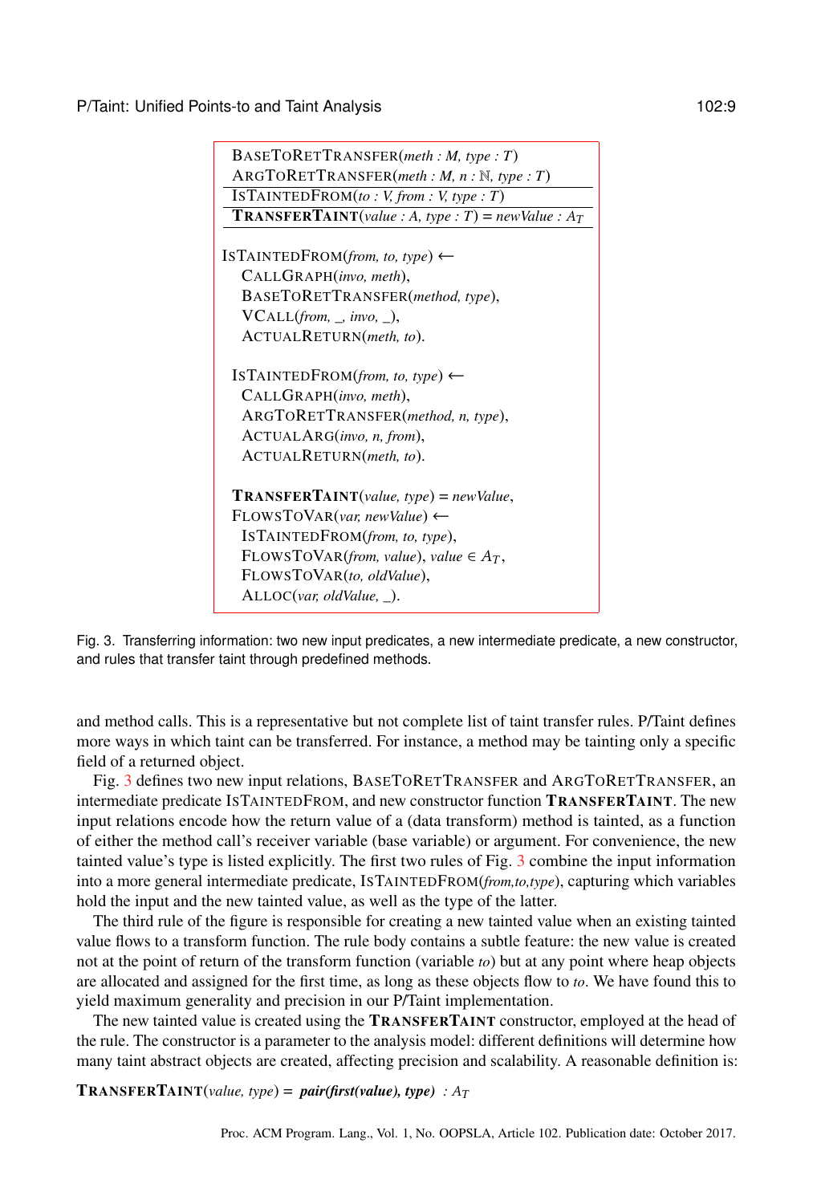```
BASETORETTRANSFER(meth : M, type : T)
ARGTORETTRANSFER(meth : M, n : ℕ, type : T)
ISTAINTEDFROM(to : V, from : V, type : T)
TRANSFERTAINT(value : A, type : T) = newValue : A_T

ISTAINTEDFROM(from, to, type) ←
  CALLGRAPH(invo, meth),
  BASETORETTRANSFER(method, type),
  VCALL(from, _, invo, _),
  ACTUALRETURN(meth, to).

ISTAINTEDFROM(from, to, type) ←
  CALLGRAPH(invo, meth),
  ARGTORETTRANSFER(method, n, type),
  ACTUALARG(invo, n, from),
  ACTUALRETURN(meth, to).

TRANSFERTAINT(value, type) = newValue,
FLOWSTOVAR(var, newValue) ←
  ISTAINTEDFROM(from, to, type),
  FLOWSTOVAR(from, value), value ∈ A_T,
  FLOWSTOVAR(to, oldValue),
  ALLOC(var, oldValue, _).
```

Fig. 3. Transferring information: two new input predicates, a new intermediate predicate, a new constructor, and rules that transfer taint through predefined methods.

and method calls. This is a representative but not complete list of taint transfer rules. P/Taint defines more ways in which taint can be transferred. For instance, a method may be tainting only a specific field of a returned object.

Fig. 3 defines two new input relations, BASETORETTRANSFER and ARGTORETTRANSFER, an intermediate predicate ISTAINTEDFROM, and new constructor function **TRANSFERTAINT**. The new input relations encode how the return value of a (data transform) method is tainted, as a function of either the method call's receiver variable (base variable) or argument. For convenience, the new tainted value's type is listed explicitly. The first two rules of Fig. 3 combine the input information into a more general intermediate predicate, ISTAINTEDFROM(*from,to,type*), capturing which variables hold the input and the new tainted value, as well as the type of the latter.

The third rule of the figure is responsible for creating a new tainted value when an existing tainted value flows to a transform function. The rule body contains a subtle feature: the new value is created not at the point of return of the transform function (variable *to*) but at any point where heap objects are allocated and assigned for the first time, as long as these objects flow to *to*. We have found this to yield maximum generality and precision in our P/Taint implementation.

The new tainted value is created using the **TRANSFERTAINT** constructor, employed at the head of the rule. The constructor is a parameter to the analysis model: different definitions will determine how many taint abstract objects are created, affecting precision and scalability. A reasonable definition is:

**TRANSFERTAINT**(*value, type*) = ***pair(first(value), type)*** $: A_T$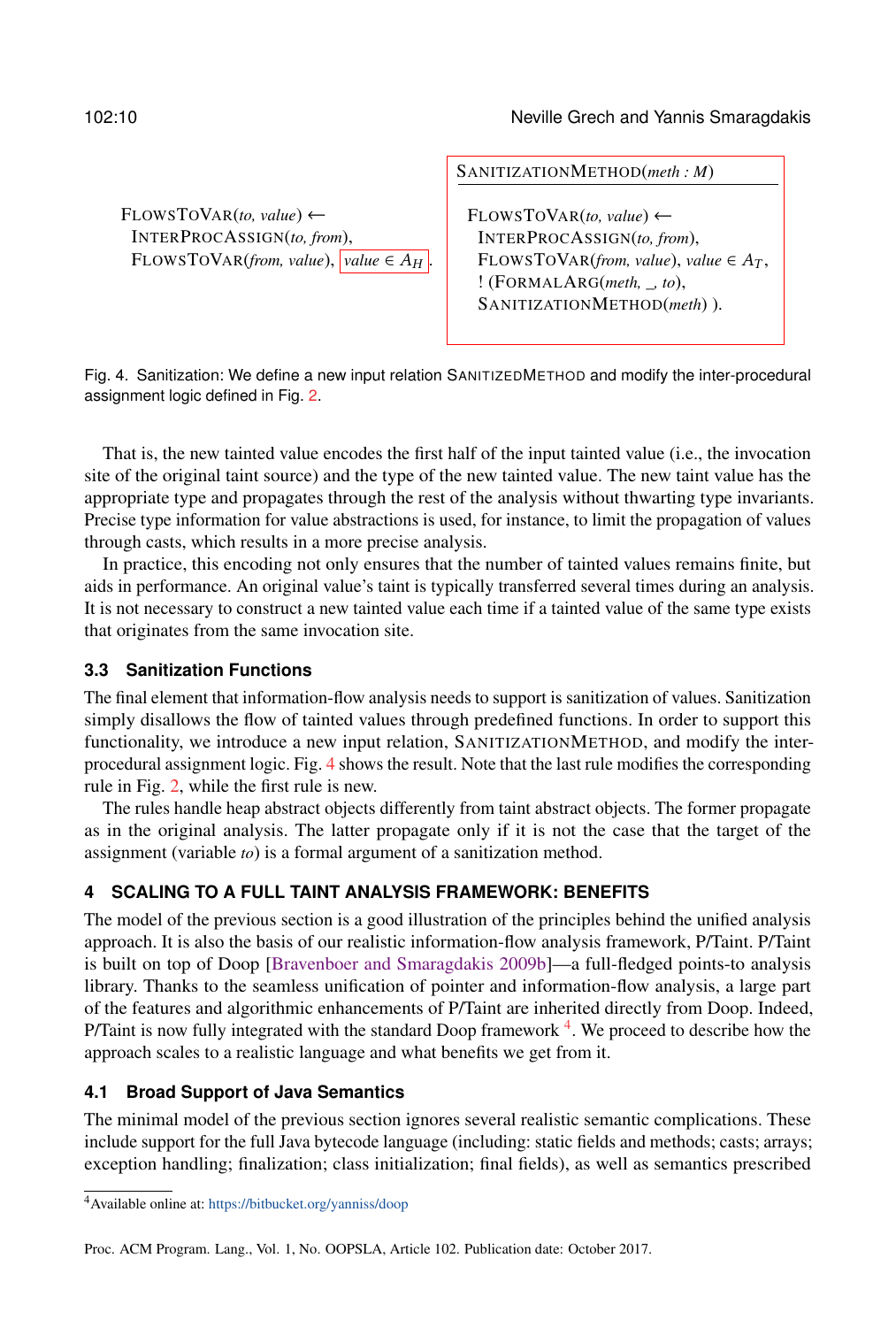```
FlowsToVar(to, value) ←
  InterProcAssign(to, from),
  FlowsToVar(from, value), value ∈ A_H.
```

```
SanitizationMethod(meth : M)

FlowsToVar(to, value) ←
  InterProcAssign(to, from),
  FlowsToVar(from, value), value ∈ A_T,
  ! (FormalArg(meth, _, to),
  SanitizationMethod(meth) ).
```

Fig. 4. Sanitization: We define a new input relation SanitizedMethod and modify the inter-procedural assignment logic defined in Fig. 2.

That is, the new tainted value encodes the first half of the input tainted value (i.e., the invocation site of the original taint source) and the type of the new tainted value. The new taint value has the appropriate type and propagates through the rest of the analysis without thwarting type invariants. Precise type information for value abstractions is used, for instance, to limit the propagation of values through casts, which results in a more precise analysis.

In practice, this encoding not only ensures that the number of tainted values remains finite, but aids in performance. An original value's taint is typically transferred several times during an analysis. It is not necessary to construct a new tainted value each time if a tainted value of the same type exists that originates from the same invocation site.

### 3.3 Sanitization Functions

The final element that information-flow analysis needs to support is sanitization of values. Sanitization simply disallows the flow of tainted values through predefined functions. In order to support this functionality, we introduce a new input relation, SanitizationMethod, and modify the inter-procedural assignment logic. Fig. 4 shows the result. Note that the last rule modifies the corresponding rule in Fig. 2, while the first rule is new.

The rules handle heap abstract objects differently from taint abstract objects. The former propagate as in the original analysis. The latter propagate only if it is not the case that the target of the assignment (variable *to*) is a formal argument of a sanitization method.

## 4 SCALING TO A FULL TAINT ANALYSIS FRAMEWORK: BENEFITS

The model of the previous section is a good illustration of the principles behind the unified analysis approach. It is also the basis of our realistic information-flow analysis framework, P/Taint. P/Taint is built on top of Doop [Bravenboer and Smaragdakis 2009b]—a full-fledged points-to analysis library. Thanks to the seamless unification of pointer and information-flow analysis, a large part of the features and algorithmic enhancements of P/Taint are inherited directly from Doop. Indeed, P/Taint is now fully integrated with the standard Doop framework [4]. We proceed to describe how the approach scales to a realistic language and what benefits we get from it.

### 4.1 Broad Support of Java Semantics

The minimal model of the previous section ignores several realistic semantic complications. These include support for the full Java bytecode language (including: static fields and methods; casts; arrays; exception handling; finalization; class initialization; final fields), as well as semantics prescribed

[4] Available online at: https://bitbucket.org/yanniss/doop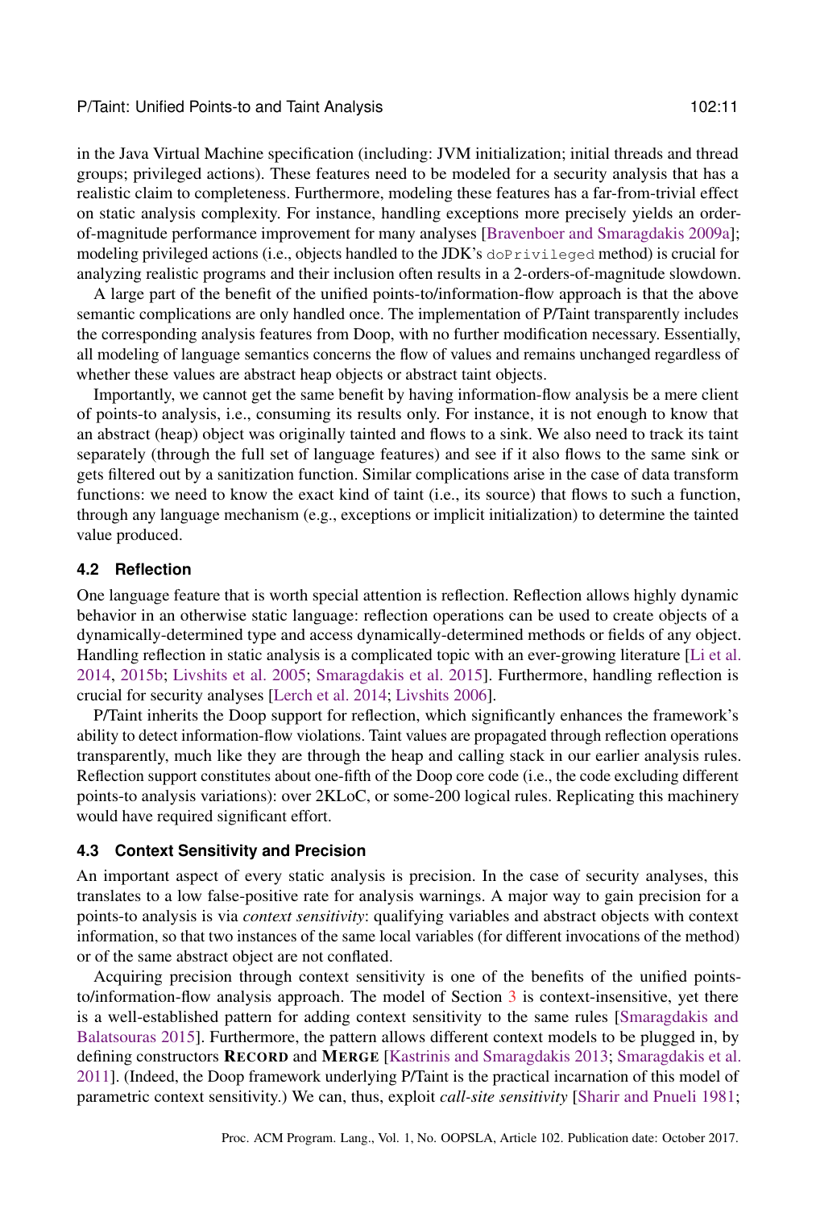in the Java Virtual Machine specification (including: JVM initialization; initial threads and thread groups; privileged actions). These features need to be modeled for a security analysis that has a realistic claim to completeness. Furthermore, modeling these features has a far-from-trivial effect on static analysis complexity. For instance, handling exceptions more precisely yields an order-of-magnitude performance improvement for many analyses [Bravenboer and Smaragdakis 2009a]; modeling privileged actions (i.e., objects handled to the JDK's `doPrivileged` method) is crucial for analyzing realistic programs and their inclusion often results in a 2-orders-of-magnitude slowdown.

A large part of the benefit of the unified points-to/information-flow approach is that the above semantic complications are only handled once. The implementation of P/Taint transparently includes the corresponding analysis features from Doop, with no further modification necessary. Essentially, all modeling of language semantics concerns the flow of values and remains unchanged regardless of whether these values are abstract heap objects or abstract taint objects.

Importantly, we cannot get the same benefit by having information-flow analysis be a mere client of points-to analysis, i.e., consuming its results only. For instance, it is not enough to know that an abstract (heap) object was originally tainted and flows to a sink. We also need to track its taint separately (through the full set of language features) and see if it also flows to the same sink or gets filtered out by a sanitization function. Similar complications arise in the case of data transform functions: we need to know the exact kind of taint (i.e., its source) that flows to such a function, through any language mechanism (e.g., exceptions or implicit initialization) to determine the tainted value produced.

### 4.2 Reflection

One language feature that is worth special attention is reflection. Reflection allows highly dynamic behavior in an otherwise static language: reflection operations can be used to create objects of a dynamically-determined type and access dynamically-determined methods or fields of any object. Handling reflection in static analysis is a complicated topic with an ever-growing literature [Li et al. 2014, 2015b; Livshits et al. 2005; Smaragdakis et al. 2015]. Furthermore, handling reflection is crucial for security analyses [Lerch et al. 2014; Livshits 2006].

P/Taint inherits the Doop support for reflection, which significantly enhances the framework's ability to detect information-flow violations. Taint values are propagated through reflection operations transparently, much like they are through the heap and calling stack in our earlier analysis rules. Reflection support constitutes about one-fifth of the Doop core code (i.e., the code excluding different points-to analysis variations): over 2KLoC, or some-200 logical rules. Replicating this machinery would have required significant effort.

### 4.3 Context Sensitivity and Precision

An important aspect of every static analysis is precision. In the case of security analyses, this translates to a low false-positive rate for analysis warnings. A major way to gain precision for a points-to analysis is via *context sensitivity*: qualifying variables and abstract objects with context information, so that two instances of the same local variables (for different invocations of the method) or of the same abstract object are not conflated.

Acquiring precision through context sensitivity is one of the benefits of the unified points-to/information-flow analysis approach. The model of Section 3 is context-insensitive, yet there is a well-established pattern for adding context sensitivity to the same rules [Smaragdakis and Balatsouras 2015]. Furthermore, the pattern allows different context models to be plugged in, by defining constructors **Record** and **Merge** [Kastrinis and Smaragdakis 2013; Smaragdakis et al. 2011]. (Indeed, the Doop framework underlying P/Taint is the practical incarnation of this model of parametric context sensitivity.) We can, thus, exploit *call-site sensitivity* [Sharir and Pnueli 1981;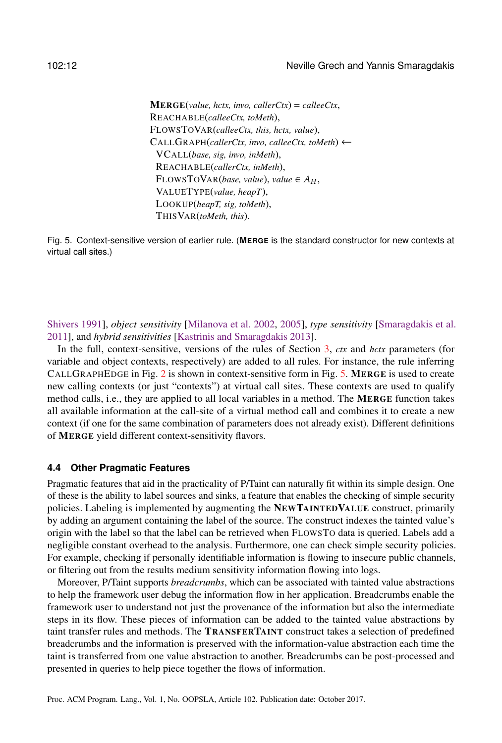```
MERGE(value, hctx, invo, callerCtx) = calleeCtx,
REACHABLE(calleeCtx, toMeth),
FLOWSTOVAR(calleeCtx, this, hctx, value),
CALLGRAPH(callerCtx, invo, calleeCtx, toMeth) ←
  VCALL(base, sig, invo, inMeth),
  REACHABLE(callerCtx, inMeth),
  FLOWSTOVAR(base, value), value ∈ A_H,
  VALUETYPE(value, heapT),
  LOOKUP(heapT, sig, toMeth),
  THISVAR(toMeth, this).
```

Fig. 5. Context-sensitive version of earlier rule. (**Merge** is the standard constructor for new contexts at virtual call sites.)

Shivers 1991], *object sensitivity* [Milanova et al. 2002, 2005], *type sensitivity* [Smaragdakis et al. 2011], and *hybrid sensitivities* [Kastrinis and Smaragdakis 2013].

In the full, context-sensitive, versions of the rules of Section 3, *ctx* and *hctx* parameters (for variable and object contexts, respectively) are added to all rules. For instance, the rule inferring CallGraphEdge in Fig. 2 is shown in context-sensitive form in Fig. 5. **Merge** is used to create new calling contexts (or just "contexts") at virtual call sites. These contexts are used to qualify method calls, i.e., they are applied to all local variables in a method. The **Merge** function takes all available information at the call-site of a virtual method call and combines it to create a new context (if one for the same combination of parameters does not already exist). Different definitions of **Merge** yield different context-sensitivity flavors.

### 4.4 Other Pragmatic Features

Pragmatic features that aid in the practicality of P/Taint can naturally fit within its simple design. One of these is the ability to label sources and sinks, a feature that enables the checking of simple security policies. Labeling is implemented by augmenting the **NewTaintedValue** construct, primarily by adding an argument containing the label of the source. The construct indexes the tainted value's origin with the label so that the label can be retrieved when FlowsTo data is queried. Labels add a negligible constant overhead to the analysis. Furthermore, one can check simple security policies. For example, checking if personally identifiable information is flowing to insecure public channels, or filtering out from the results medium sensitivity information flowing into logs.

Moreover, P/Taint supports *breadcrumbs*, which can be associated with tainted value abstractions to help the framework user debug the information flow in her application. Breadcrumbs enable the framework user to understand not just the provenance of the information but also the intermediate steps in its flow. These pieces of information can be added to the tainted value abstractions by taint transfer rules and methods. The **TransferTaint** construct takes a selection of predefined breadcrumbs and the information is preserved with the information-value abstraction each time the taint is transferred from one value abstraction to another. Breadcrumbs can be post-processed and presented in queries to help piece together the flows of information.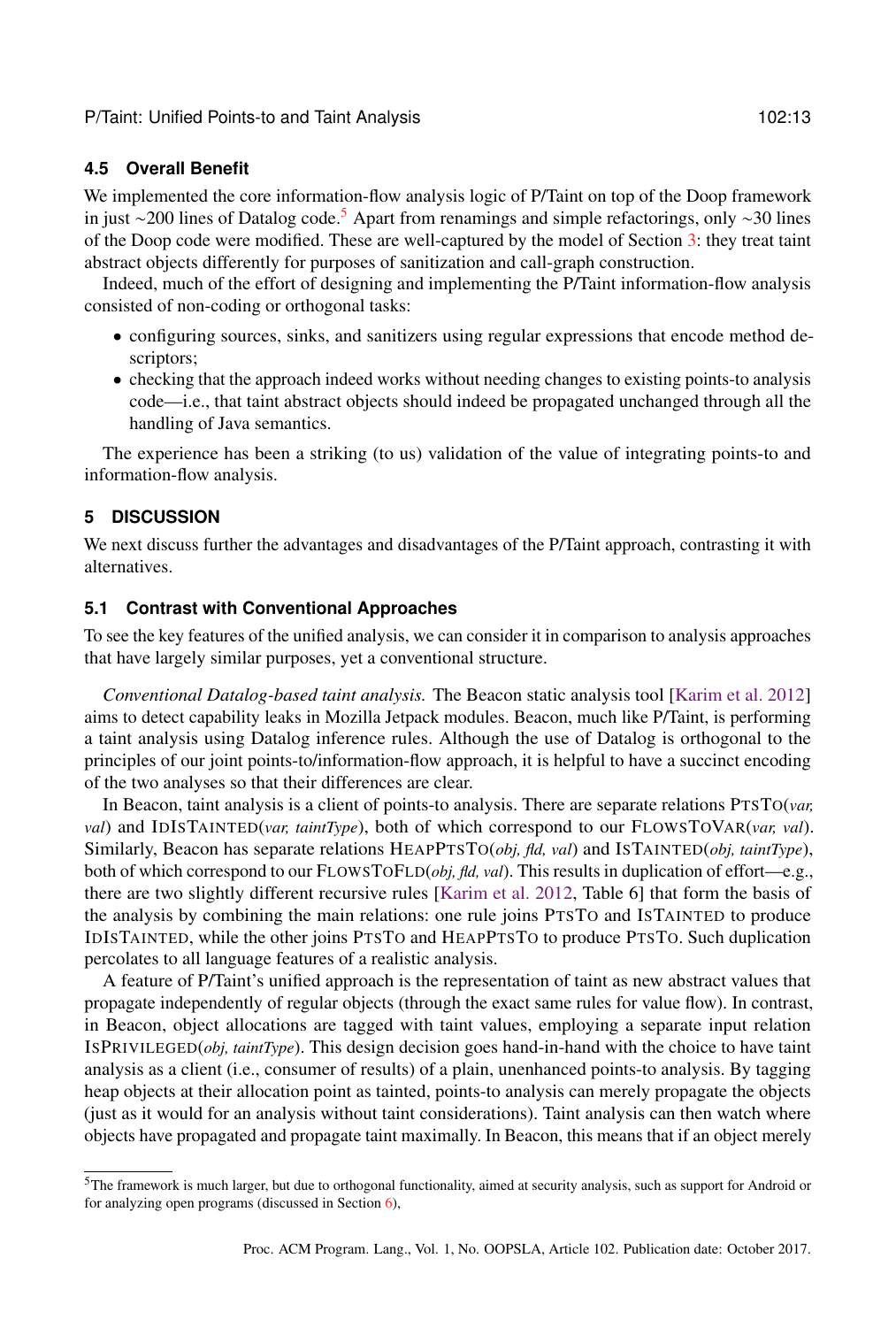### 4.5 Overall Benefit

We implemented the core information-flow analysis logic of P/Taint on top of the Doop framework in just ~200 lines of Datalog code.[5] Apart from renamings and simple refactorings, only ~30 lines of the Doop code were modified. These are well-captured by the model of Section 3: they treat taint abstract objects differently for purposes of sanitization and call-graph construction.

Indeed, much of the effort of designing and implementing the P/Taint information-flow analysis consisted of non-coding or orthogonal tasks:

- configuring sources, sinks, and sanitizers using regular expressions that encode method descriptors;
- checking that the approach indeed works without needing changes to existing points-to analysis code—i.e., that taint abstract objects should indeed be propagated unchanged through all the handling of Java semantics.

The experience has been a striking (to us) validation of the value of integrating points-to and information-flow analysis.

## 5 DISCUSSION

We next discuss further the advantages and disadvantages of the P/Taint approach, contrasting it with alternatives.

### 5.1 Contrast with Conventional Approaches

To see the key features of the unified analysis, we can consider it in comparison to analysis approaches that have largely similar purposes, yet a conventional structure.

*Conventional Datalog-based taint analysis.* The Beacon static analysis tool [Karim et al. 2012] aims to detect capability leaks in Mozilla Jetpack modules. Beacon, much like P/Taint, is performing a taint analysis using Datalog inference rules. Although the use of Datalog is orthogonal to the principles of our joint points-to/information-flow approach, it is helpful to have a succinct encoding of the two analyses so that their differences are clear.

In Beacon, taint analysis is a client of points-to analysis. There are separate relations PTSTO(*var, val*) and IDISTAINTED(*var, taintType*), both of which correspond to our FLOWSTOVAR(*var, val*). Similarly, Beacon has separate relations HEAPPTSTO(*obj, fld, val*) and ISTAINTED(*obj, taintType*), both of which correspond to our FLOWSTOFLD(*obj, fld, val*). This results in duplication of effort—e.g., there are two slightly different recursive rules [Karim et al. 2012, Table 6] that form the basis of the analysis by combining the main relations: one rule joins PTSTO and ISTAINTED to produce IDISTAINTED, while the other joins PTSTO and HEAPPTSTO to produce PTSTO. Such duplication percolates to all language features of a realistic analysis.

A feature of P/Taint's unified approach is the representation of taint as new abstract values that propagate independently of regular objects (through the exact same rules for value flow). In contrast, in Beacon, object allocations are tagged with taint values, employing a separate input relation ISPRIVILEGED(*obj, taintType*). This design decision goes hand-in-hand with the choice to have taint analysis as a client (i.e., consumer of results) of a plain, unenhanced points-to analysis. By tagging heap objects at their allocation point as tainted, points-to analysis can merely propagate the objects (just as it would for an analysis without taint considerations). Taint analysis can then watch where objects have propagated and propagate taint maximally. In Beacon, this means that if an object merely

[5] The framework is much larger, but due to orthogonal functionality, aimed at security analysis, such as support for Android or for analyzing open programs (discussed in Section 6),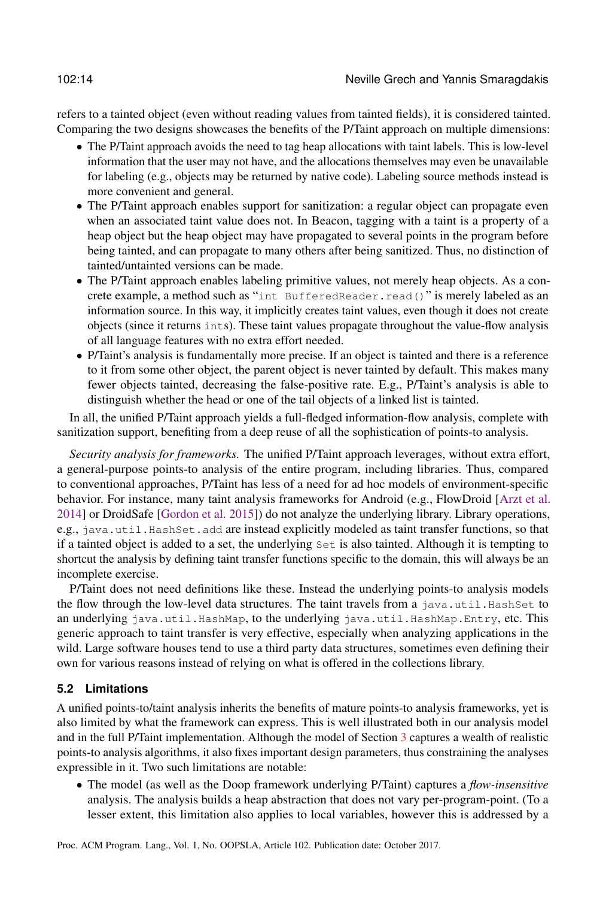refers to a tainted object (even without reading values from tainted fields), it is considered tainted. Comparing the two designs showcases the benefits of the P/Taint approach on multiple dimensions:

- The P/Taint approach avoids the need to tag heap allocations with taint labels. This is low-level information that the user may not have, and the allocations themselves may even be unavailable for labeling (e.g., objects may be returned by native code). Labeling source methods instead is more convenient and general.
- The P/Taint approach enables support for sanitization: a regular object can propagate even when an associated taint value does not. In Beacon, tagging with a taint is a property of a heap object but the heap object may have propagated to several points in the program before being tainted, and can propagate to many others after being sanitized. Thus, no distinction of tainted/untainted versions can be made.
- The P/Taint approach enables labeling primitive values, not merely heap objects. As a concrete example, a method such as "`int BufferedReader.read()`" is merely labeled as an information source. In this way, it implicitly creates taint values, even though it does not create objects (since it returns `int`s). These taint values propagate throughout the value-flow analysis of all language features with no extra effort needed.
- P/Taint's analysis is fundamentally more precise. If an object is tainted and there is a reference to it from some other object, the parent object is never tainted by default. This makes many fewer objects tainted, decreasing the false-positive rate. E.g., P/Taint's analysis is able to distinguish whether the head or one of the tail objects of a linked list is tainted.

In all, the unified P/Taint approach yields a full-fledged information-flow analysis, complete with sanitization support, benefiting from a deep reuse of all the sophistication of points-to analysis.

*Security analysis for frameworks.* The unified P/Taint approach leverages, without extra effort, a general-purpose points-to analysis of the entire program, including libraries. Thus, compared to conventional approaches, P/Taint has less of a need for ad hoc models of environment-specific behavior. For instance, many taint analysis frameworks for Android (e.g., FlowDroid [Arzt et al. 2014] or DroidSafe [Gordon et al. 2015]) do not analyze the underlying library. Library operations, e.g., `java.util.HashSet.add` are instead explicitly modeled as taint transfer functions, so that if a tainted object is added to a set, the underlying `Set` is also tainted. Although it is tempting to shortcut the analysis by defining taint transfer functions specific to the domain, this will always be an incomplete exercise.

P/Taint does not need definitions like these. Instead the underlying points-to analysis models the flow through the low-level data structures. The taint travels from a `java.util.HashSet` to an underlying `java.util.HashMap`, to the underlying `java.util.HashMap.Entry`, etc. This generic approach to taint transfer is very effective, especially when analyzing applications in the wild. Large software houses tend to use a third party data structures, sometimes even defining their own for various reasons instead of relying on what is offered in the collections library.

### 5.2 Limitations

A unified points-to/taint analysis inherits the benefits of mature points-to analysis frameworks, yet is also limited by what the framework can express. This is well illustrated both in our analysis model and in the full P/Taint implementation. Although the model of Section 3 captures a wealth of realistic points-to analysis algorithms, it also fixes important design parameters, thus constraining the analyses expressible in it. Two such limitations are notable:

- The model (as well as the Doop framework underlying P/Taint) captures a *flow-insensitive* analysis. The analysis builds a heap abstraction that does not vary per-program-point. (To a lesser extent, this limitation also applies to local variables, however this is addressed by a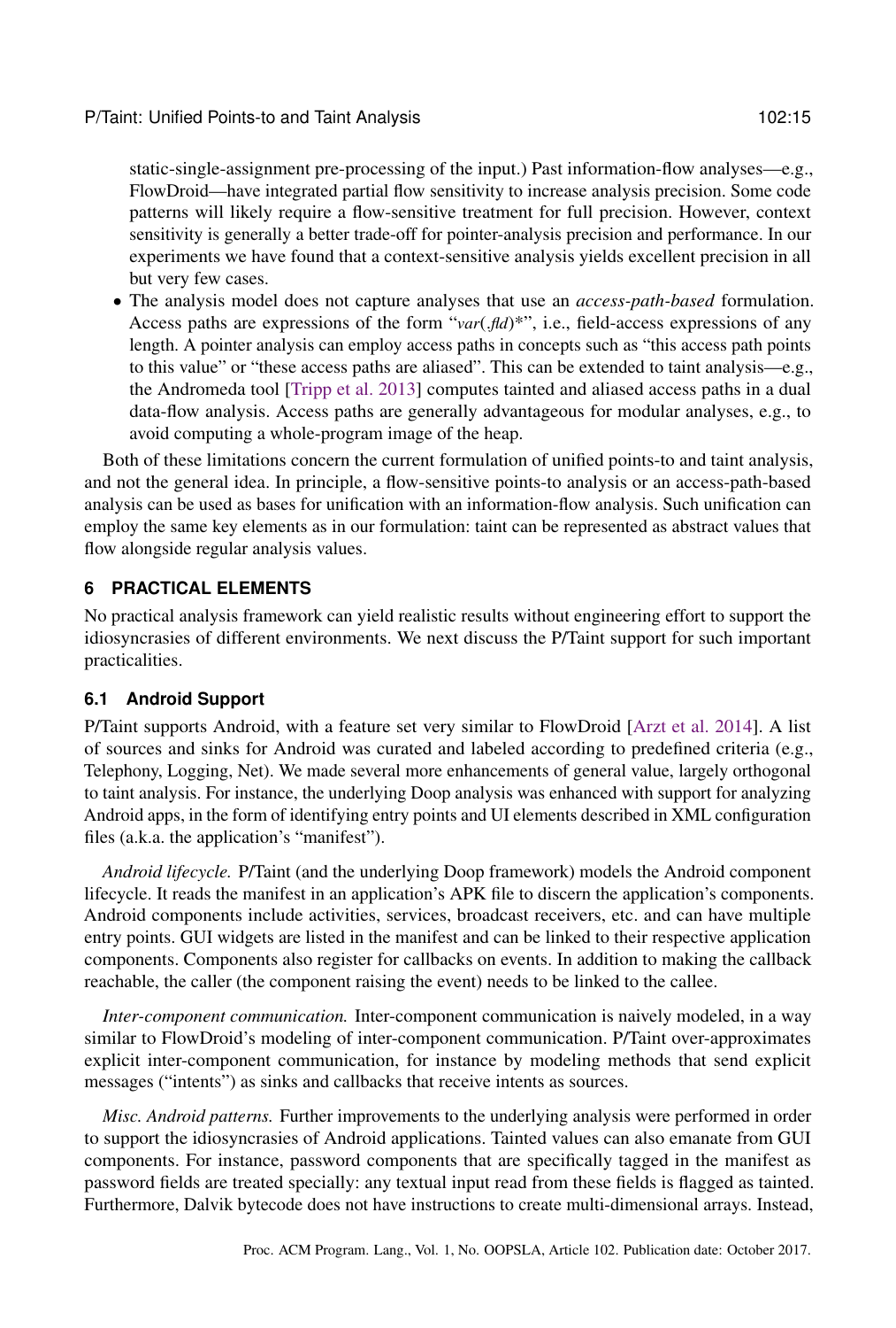static-single-assignment pre-processing of the input.) Past information-flow analyses—e.g., FlowDroid—have integrated partial flow sensitivity to increase analysis precision. Some code patterns will likely require a flow-sensitive treatment for full precision. However, context sensitivity is generally a better trade-off for pointer-analysis precision and performance. In our experiments we have found that a context-sensitive analysis yields excellent precision in all but very few cases.

- The analysis model does not capture analyses that use an *access-path-based* formulation. Access paths are expressions of the form "*var*(.*fld*)*", i.e., field-access expressions of any length. A pointer analysis can employ access paths in concepts such as "this access path points to this value" or "these access paths are aliased". This can be extended to taint analysis—e.g., the Andromeda tool [Tripp et al. 2013] computes tainted and aliased access paths in a dual data-flow analysis. Access paths are generally advantageous for modular analyses, e.g., to avoid computing a whole-program image of the heap.

Both of these limitations concern the current formulation of unified points-to and taint analysis, and not the general idea. In principle, a flow-sensitive points-to analysis or an access-path-based analysis can be used as bases for unification with an information-flow analysis. Such unification can employ the same key elements as in our formulation: taint can be represented as abstract values that flow alongside regular analysis values.

## 6 PRACTICAL ELEMENTS

No practical analysis framework can yield realistic results without engineering effort to support the idiosyncrasies of different environments. We next discuss the P/Taint support for such important practicalities.

### 6.1 Android Support

P/Taint supports Android, with a feature set very similar to FlowDroid [Arzt et al. 2014]. A list of sources and sinks for Android was curated and labeled according to predefined criteria (e.g., Telephony, Logging, Net). We made several more enhancements of general value, largely orthogonal to taint analysis. For instance, the underlying Doop analysis was enhanced with support for analyzing Android apps, in the form of identifying entry points and UI elements described in XML configuration files (a.k.a. the application's "manifest").

*Android lifecycle.* P/Taint (and the underlying Doop framework) models the Android component lifecycle. It reads the manifest in an application's APK file to discern the application's components. Android components include activities, services, broadcast receivers, etc. and can have multiple entry points. GUI widgets are listed in the manifest and can be linked to their respective application components. Components also register for callbacks on events. In addition to making the callback reachable, the caller (the component raising the event) needs to be linked to the callee.

*Inter-component communication.* Inter-component communication is naively modeled, in a way similar to FlowDroid's modeling of inter-component communication. P/Taint over-approximates explicit inter-component communication, for instance by modeling methods that send explicit messages ("intents") as sinks and callbacks that receive intents as sources.

*Misc. Android patterns.* Further improvements to the underlying analysis were performed in order to support the idiosyncrasies of Android applications. Tainted values can also emanate from GUI components. For instance, password components that are specifically tagged in the manifest as password fields are treated specially: any textual input read from these fields is flagged as tainted. Furthermore, Dalvik bytecode does not have instructions to create multi-dimensional arrays. Instead,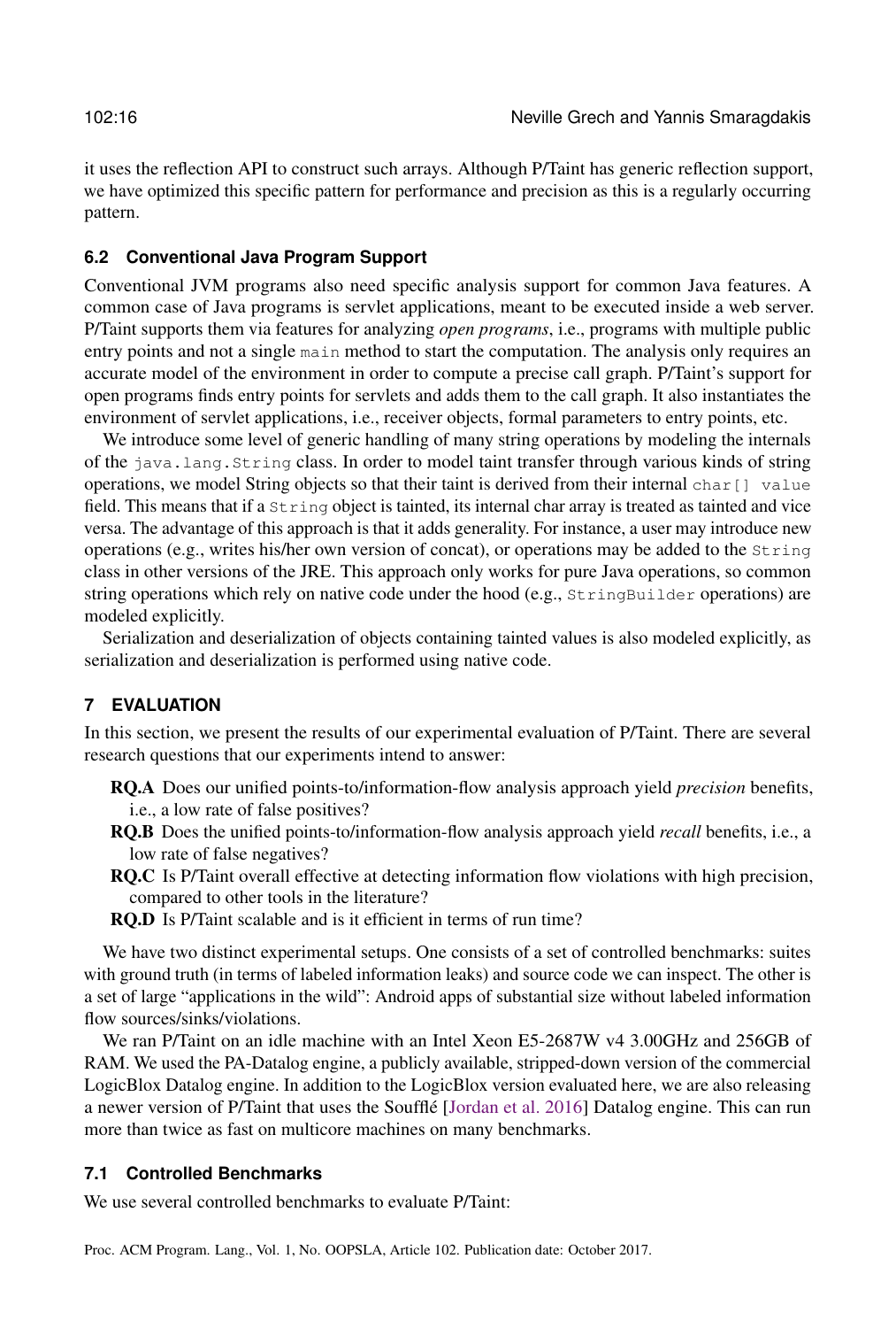it uses the reflection API to construct such arrays. Although P/Taint has generic reflection support, we have optimized this specific pattern for performance and precision as this is a regularly occurring pattern.

### 6.2 Conventional Java Program Support

Conventional JVM programs also need specific analysis support for common Java features. A common case of Java programs is servlet applications, meant to be executed inside a web server. P/Taint supports them via features for analyzing *open programs*, i.e., programs with multiple public entry points and not a single `main` method to start the computation. The analysis only requires an accurate model of the environment in order to compute a precise call graph. P/Taint's support for open programs finds entry points for servlets and adds them to the call graph. It also instantiates the environment of servlet applications, i.e., receiver objects, formal parameters to entry points, etc.

We introduce some level of generic handling of many string operations by modeling the internals of the `java.lang.String` class. In order to model taint transfer through various kinds of string operations, we model String objects so that their taint is derived from their internal `char[] value` field. This means that if a `String` object is tainted, its internal char array is treated as tainted and vice versa. The advantage of this approach is that it adds generality. For instance, a user may introduce new operations (e.g., writes his/her own version of concat), or operations may be added to the `String` class in other versions of the JRE. This approach only works for pure Java operations, so common string operations which rely on native code under the hood (e.g., `StringBuilder` operations) are modeled explicitly.

Serialization and deserialization of objects containing tainted values is also modeled explicitly, as serialization and deserialization is performed using native code.

## 7 EVALUATION

In this section, we present the results of our experimental evaluation of P/Taint. There are several research questions that our experiments intend to answer:

- **RQ.A** Does our unified points-to/information-flow analysis approach yield *precision* benefits, i.e., a low rate of false positives?
- **RQ.B** Does the unified points-to/information-flow analysis approach yield *recall* benefits, i.e., a low rate of false negatives?
- **RQ.C** Is P/Taint overall effective at detecting information flow violations with high precision, compared to other tools in the literature?
- **RQ.D** Is P/Taint scalable and is it efficient in terms of run time?

We have two distinct experimental setups. One consists of a set of controlled benchmarks: suites with ground truth (in terms of labeled information leaks) and source code we can inspect. The other is a set of large "applications in the wild": Android apps of substantial size without labeled information flow sources/sinks/violations.

We ran P/Taint on an idle machine with an Intel Xeon E5-2687W v4 3.00GHz and 256GB of RAM. We used the PA-Datalog engine, a publicly available, stripped-down version of the commercial LogicBlox Datalog engine. In addition to the LogicBlox version evaluated here, we are also releasing a newer version of P/Taint that uses the Soufflé [Jordan et al. 2016] Datalog engine. This can run more than twice as fast on multicore machines on many benchmarks.

### 7.1 Controlled Benchmarks

We use several controlled benchmarks to evaluate P/Taint: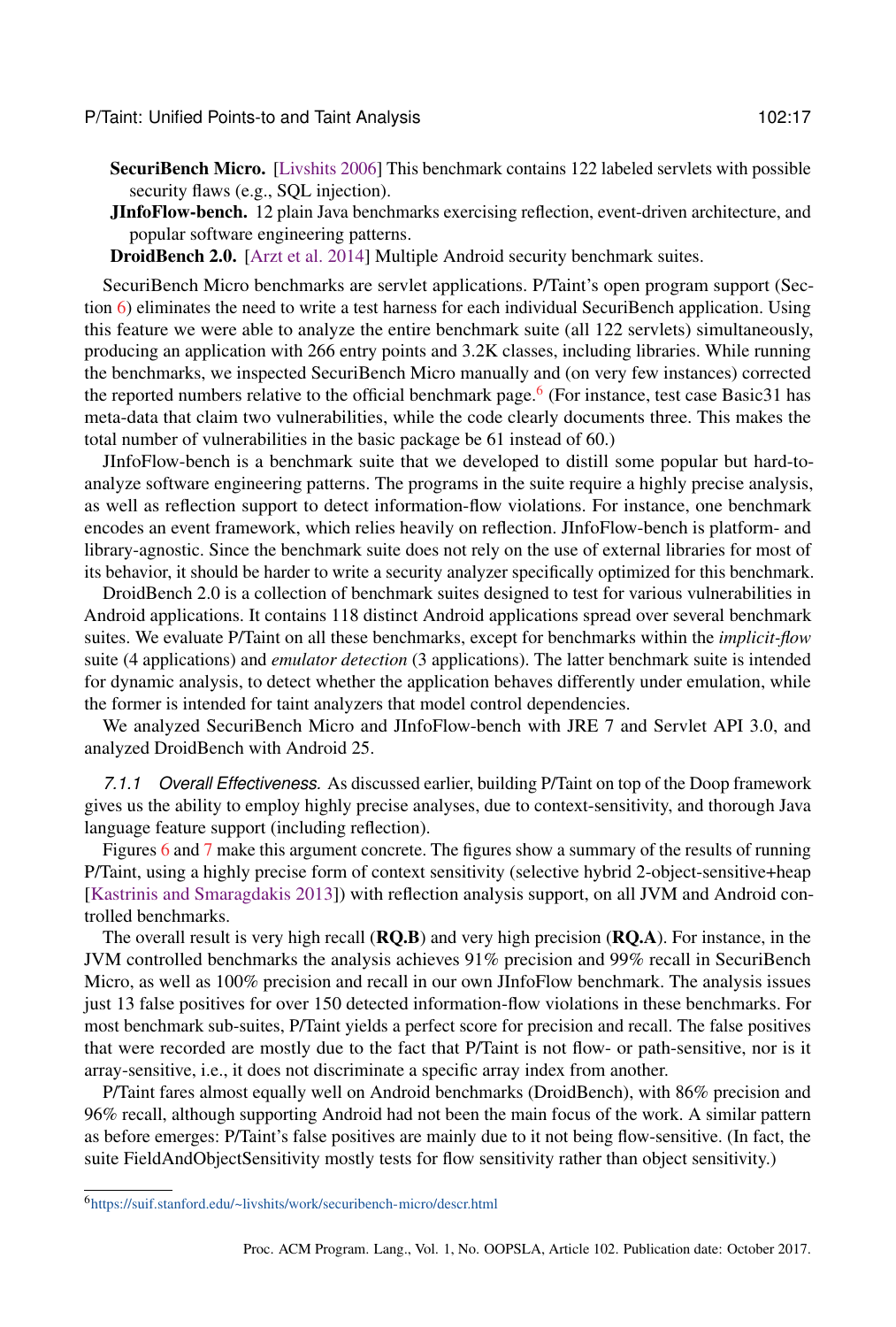**SecuriBench Micro.** [Livshits 2006] This benchmark contains 122 labeled servlets with possible security flaws (e.g., SQL injection).

**JInfoFlow-bench.** 12 plain Java benchmarks exercising reflection, event-driven architecture, and popular software engineering patterns.

**DroidBench 2.0.** [Arzt et al. 2014] Multiple Android security benchmark suites.

SecuriBench Micro benchmarks are servlet applications. P/Taint's open program support (Section 6) eliminates the need to write a test harness for each individual SecuriBench application. Using this feature we were able to analyze the entire benchmark suite (all 122 servlets) simultaneously, producing an application with 266 entry points and 3.2K classes, including libraries. While running the benchmarks, we inspected SecuriBench Micro manually and (on very few instances) corrected the reported numbers relative to the official benchmark page.[6] (For instance, test case Basic31 has meta-data that claim two vulnerabilities, while the code clearly documents three. This makes the total number of vulnerabilities in the basic package be 61 instead of 60.)

JInfoFlow-bench is a benchmark suite that we developed to distill some popular but hard-to-analyze software engineering patterns. The programs in the suite require a highly precise analysis, as well as reflection support to detect information-flow violations. For instance, one benchmark encodes an event framework, which relies heavily on reflection. JInfoFlow-bench is platform- and library-agnostic. Since the benchmark suite does not rely on the use of external libraries for most of its behavior, it should be harder to write a security analyzer specifically optimized for this benchmark.

DroidBench 2.0 is a collection of benchmark suites designed to test for various vulnerabilities in Android applications. It contains 118 distinct Android applications spread over several benchmark suites. We evaluate P/Taint on all these benchmarks, except for benchmarks within the *implicit-flow* suite (4 applications) and *emulator detection* (3 applications). The latter benchmark suite is intended for dynamic analysis, to detect whether the application behaves differently under emulation, while the former is intended for taint analyzers that model control dependencies.

We analyzed SecuriBench Micro and JInfoFlow-bench with JRE 7 and Servlet API 3.0, and analyzed DroidBench with Android 25.

#### 7.1.1 Overall Effectiveness.

As discussed earlier, building P/Taint on top of the Doop framework gives us the ability to employ highly precise analyses, due to context-sensitivity, and thorough Java language feature support (including reflection).

Figures 6 and 7 make this argument concrete. The figures show a summary of the results of running P/Taint, using a highly precise form of context sensitivity (selective hybrid 2-object-sensitive+heap [Kastrinis and Smaragdakis 2013]) with reflection analysis support, on all JVM and Android controlled benchmarks.

The overall result is very high recall (**RQ.B**) and very high precision (**RQ.A**). For instance, in the JVM controlled benchmarks the analysis achieves 91% precision and 99% recall in SecuriBench Micro, as well as 100% precision and recall in our own JInfoFlow benchmark. The analysis issues just 13 false positives for over 150 detected information-flow violations in these benchmarks. For most benchmark sub-suites, P/Taint yields a perfect score for precision and recall. The false positives that were recorded are mostly due to the fact that P/Taint is not flow- or path-sensitive, nor is it array-sensitive, i.e., it does not discriminate a specific array index from another.

P/Taint fares almost equally well on Android benchmarks (DroidBench), with 86% precision and 96% recall, although supporting Android had not been the main focus of the work. A similar pattern as before emerges: P/Taint's false positives are mainly due to it not being flow-sensitive. (In fact, the suite FieldAndObjectSensitivity mostly tests for flow sensitivity rather than object sensitivity.)

[6] https://suif.stanford.edu/~livshits/work/securibench-micro/descr.html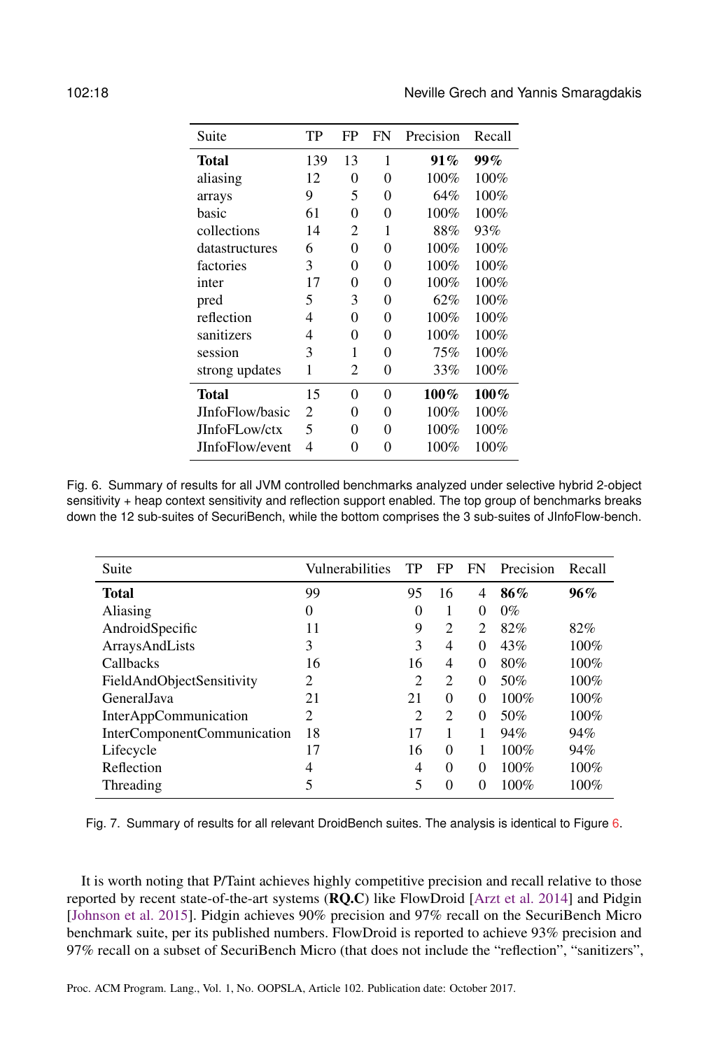| Suite | TP | FP | FN | Precision | Recall |
| --- | --- | --- | --- | --- | --- |
| **Total** | 139 | 13 | 1 | **91%** | **99%** |
| aliasing | 12 | 0 | 0 | 100% | 100% |
| arrays | 9 | 5 | 0 | 64% | 100% |
| basic | 61 | 0 | 0 | 100% | 100% |
| collections | 14 | 2 | 1 | 88% | 93% |
| datastructures | 6 | 0 | 0 | 100% | 100% |
| factories | 3 | 0 | 0 | 100% | 100% |
| inter | 17 | 0 | 0 | 100% | 100% |
| pred | 5 | 3 | 0 | 62% | 100% |
| reflection | 4 | 0 | 0 | 100% | 100% |
| sanitizers | 4 | 0 | 0 | 100% | 100% |
| session | 3 | 1 | 0 | 75% | 100% |
| strong updates | 1 | 2 | 0 | 33% | 100% |
| **Total** | 15 | 0 | 0 | **100%** | **100%** |
| JInfoFlow/basic | 2 | 0 | 0 | 100% | 100% |
| JInfoFLow/ctx | 5 | 0 | 0 | 100% | 100% |
| JInfoFlow/event | 4 | 0 | 0 | 100% | 100% |

Fig. 6. Summary of results for all JVM controlled benchmarks analyzed under selective hybrid 2-object sensitivity + heap context sensitivity and reflection support enabled. The top group of benchmarks breaks down the 12 sub-suites of SecuriBench, while the bottom comprises the 3 sub-suites of JInfoFlow-bench.

| Suite | Vulnerabilities | TP | FP | FN | Precision | Recall |
| --- | --- | --- | --- | --- | --- | --- |
| **Total** | 99 | 95 | 16 | 4 | **86%** | **96%** |
| Aliasing | 0 | 0 | 1 | 0 | 0% | |
| AndroidSpecific | 11 | 9 | 2 | 2 | 82% | 82% |
| ArraysAndLists | 3 | 3 | 4 | 0 | 43% | 100% |
| Callbacks | 16 | 16 | 4 | 0 | 80% | 100% |
| FieldAndObjectSensitivity | 2 | 2 | 2 | 0 | 50% | 100% |
| GeneralJava | 21 | 21 | 0 | 0 | 100% | 100% |
| InterAppCommunication | 2 | 2 | 2 | 0 | 50% | 100% |
| InterComponentCommunication | 18 | 17 | 1 | 1 | 94% | 94% |
| Lifecycle | 17 | 16 | 0 | 1 | 100% | 94% |
| Reflection | 4 | 4 | 0 | 0 | 100% | 100% |
| Threading | 5 | 5 | 0 | 0 | 100% | 100% |

Fig. 7. Summary of results for all relevant DroidBench suites. The analysis is identical to Figure 6.

It is worth noting that P/Taint achieves highly competitive precision and recall relative to those reported by recent state-of-the-art systems (**RQ.C**) like FlowDroid [Arzt et al. 2014] and Pidgin [Johnson et al. 2015]. Pidgin achieves 90% precision and 97% recall on the SecuriBench Micro benchmark suite, per its published numbers. FlowDroid is reported to achieve 93% precision and 97% recall on a subset of SecuriBench Micro (that does not include the "reflection", "sanitizers",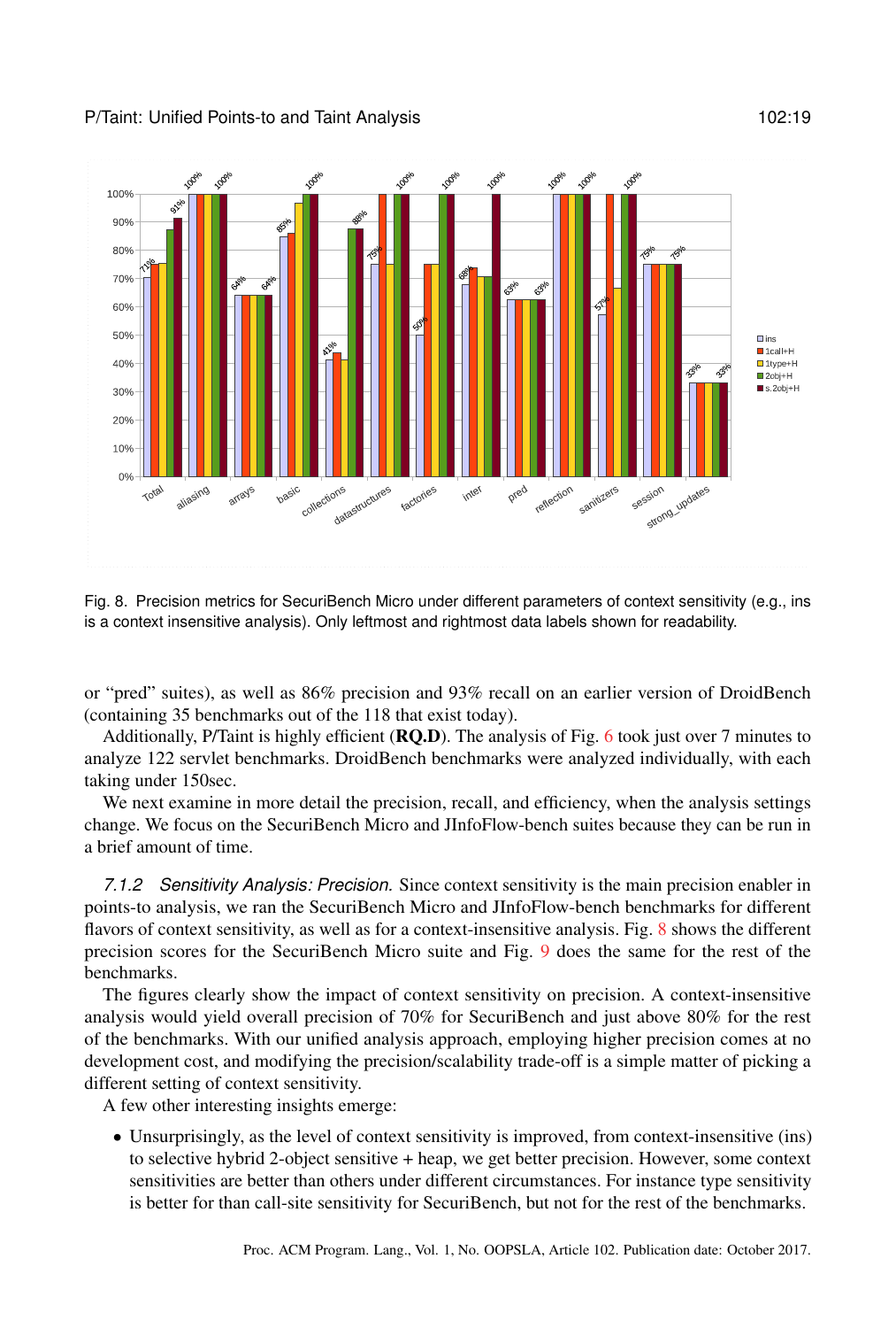100%
90%
80%
70%
60%
50%
40%
30%
20%
10%
0%

71% 91% 100% 100% 64% 64% 85% 100% 41% 88% 75% 100% 50% 100% 68% 100% 63% 63% 100% 100% 57% 100% 75% 75% 33% 33%

Total, aliasing, arrays, basic, collections, datastructures, factories, inter, pred, reflection, sanitizers, session, strong_updates

ins
1call+H
1type+H
2obj+H
s.2obj+H

Fig. 8. Precision metrics for SecuriBench Micro under different parameters of context sensitivity (e.g., ins is a context insensitive analysis). Only leftmost and rightmost data labels shown for readability.

or "pred" suites), as well as 86% precision and 93% recall on an earlier version of DroidBench (containing 35 benchmarks out of the 118 that exist today).

Additionally, P/Taint is highly efficient (**RQ.D**). The analysis of Fig. 6 took just over 7 minutes to analyze 122 servlet benchmarks. DroidBench benchmarks were analyzed individually, with each taking under 150sec.

We next examine in more detail the precision, recall, and efficiency, when the analysis settings change. We focus on the SecuriBench Micro and JInfoFlow-bench suites because they can be run in a brief amount of time.

#### 7.1.2 Sensitivity Analysis: Precision.

Since context sensitivity is the main precision enabler in points-to analysis, we ran the SecuriBench Micro and JInfoFlow-bench benchmarks for different flavors of context sensitivity, as well as for a context-insensitive analysis. Fig. 8 shows the different precision scores for the SecuriBench Micro suite and Fig. 9 does the same for the rest of the benchmarks.

The figures clearly show the impact of context sensitivity on precision. A context-insensitive analysis would yield overall precision of 70% for SecuriBench and just above 80% for the rest of the benchmarks. With our unified analysis approach, employing higher precision comes at no development cost, and modifying the precision/scalability trade-off is a simple matter of picking a different setting of context sensitivity.

A few other interesting insights emerge:

- Unsurprisingly, as the level of context sensitivity is improved, from context-insensitive (ins) to selective hybrid 2-object sensitive + heap, we get better precision. However, some context sensitivities are better than others under different circumstances. For instance type sensitivity is better for than call-site sensitivity for SecuriBench, but not for the rest of the benchmarks.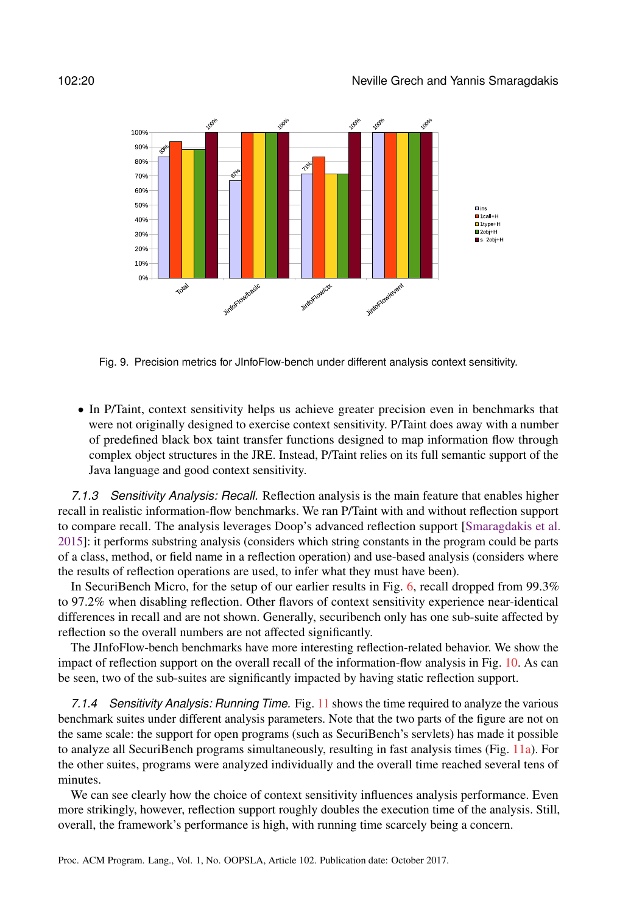100%
90%
80%
70%
60%
50%
40%
30%
20%
10%
0%

83%
100%
67%
100%
71%
100%
100%
100%

Total
JInfoFlow/basic
JInfoFlow/ctx
JInfoFlow/event

ins
1call+H
1type+H
2obj+H
s. 2obj+H

Fig. 9. Precision metrics for JInfoFlow-bench under different analysis context sensitivity.

- In P/Taint, context sensitivity helps us achieve greater precision even in benchmarks that were not originally designed to exercise context sensitivity. P/Taint does away with a number of predefined black box taint transfer functions designed to map information flow through complex object structures in the JRE. Instead, P/Taint relies on its full semantic support of the Java language and good context sensitivity.

*7.1.3 Sensitivity Analysis: Recall.* Reflection analysis is the main feature that enables higher recall in realistic information-flow benchmarks. We ran P/Taint with and without reflection support to compare recall. The analysis leverages Doop's advanced reflection support [Smaragdakis et al. 2015]: it performs substring analysis (considers which string constants in the program could be parts of a class, method, or field name in a reflection operation) and use-based analysis (considers where the results of reflection operations are used, to infer what they must have been).

In SecuriBench Micro, for the setup of our earlier results in Fig. 6, recall dropped from 99.3% to 97.2% when disabling reflection. Other flavors of context sensitivity experience near-identical differences in recall and are not shown. Generally, securibench only has one sub-suite affected by reflection so the overall numbers are not affected significantly.

The JInfoFlow-bench benchmarks have more interesting reflection-related behavior. We show the impact of reflection support on the overall recall of the information-flow analysis in Fig. 10. As can be seen, two of the sub-suites are significantly impacted by having static reflection support.

*7.1.4 Sensitivity Analysis: Running Time.* Fig. 11 shows the time required to analyze the various benchmark suites under different analysis parameters. Note that the two parts of the figure are not on the same scale: the support for open programs (such as SecuriBench's servlets) has made it possible to analyze all SecuriBench programs simultaneously, resulting in fast analysis times (Fig. 11a). For the other suites, programs were analyzed individually and the overall time reached several tens of minutes.

We can see clearly how the choice of context sensitivity influences analysis performance. Even more strikingly, however, reflection support roughly doubles the execution time of the analysis. Still, overall, the framework's performance is high, with running time scarcely being a concern.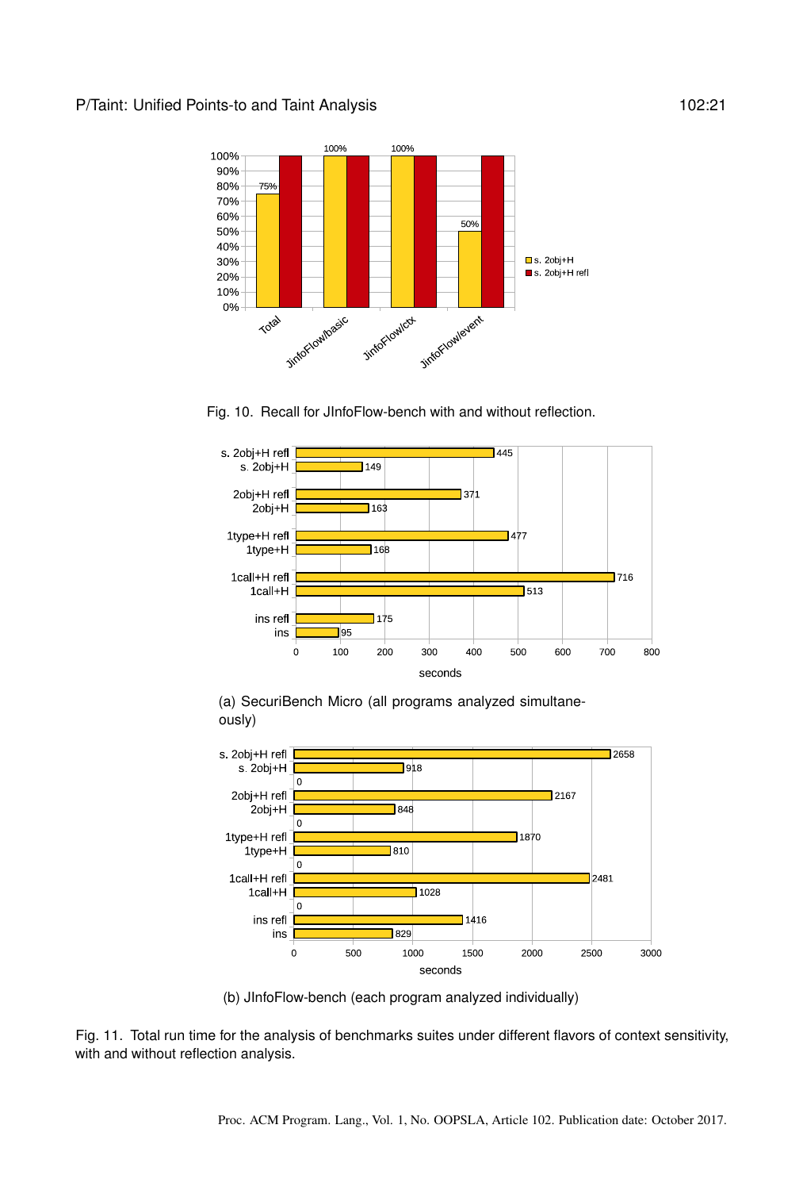Fig. 10. Recall for JInfoFlow-bench with and without reflection.

(a) SecuriBench Micro (all programs analyzed simultaneously)

(b) JInfoFlow-bench (each program analyzed individually)

Fig. 11. Total run time for the analysis of benchmarks suites under different flavors of context sensitivity, with and without reflection analysis.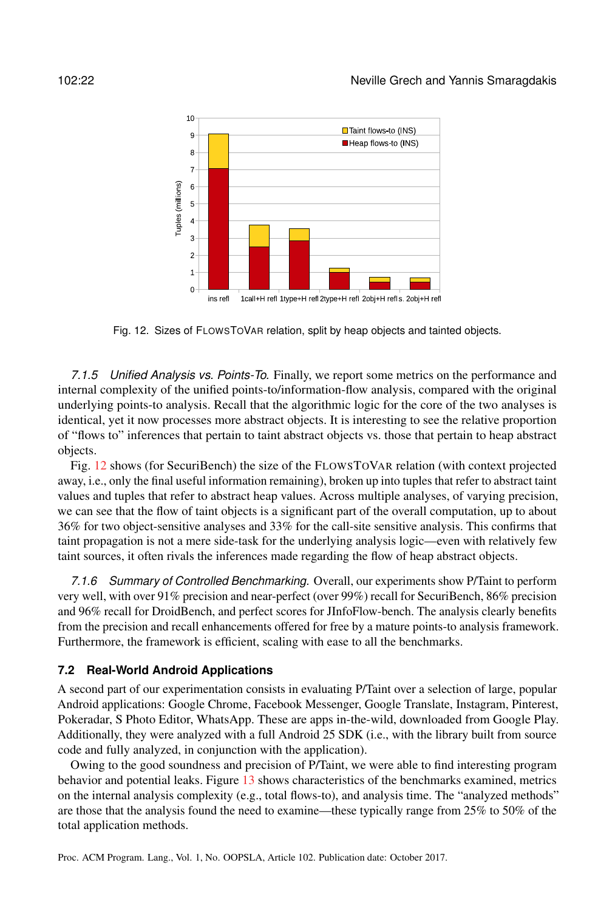10
9
8
7
6
5
4
3
2
1
0

Tuples (millions)

Taint flows-to (INS)
Heap flows-to (INS)

ins refl
1call+H refl
1type+H refl
2type+H refl
2obj+H refl
s. 2obj+H refl

Fig. 12. Sizes of FlowsToVar relation, split by heap objects and tainted objects.

*7.1.5 Unified Analysis vs. Points-To.* Finally, we report some metrics on the performance and internal complexity of the unified points-to/information-flow analysis, compared with the original underlying points-to analysis. Recall that the algorithmic logic for the core of the two analyses is identical, yet it now processes more abstract objects. It is interesting to see the relative proportion of "flows to" inferences that pertain to taint abstract objects vs. those that pertain to heap abstract objects.

Fig. 12 shows (for SecuriBench) the size of the FlowsToVar relation (with context projected away, i.e., only the final useful information remaining), broken up into tuples that refer to abstract taint values and tuples that refer to abstract heap values. Across multiple analyses, of varying precision, we can see that the flow of taint objects is a significant part of the overall computation, up to about 36% for two object-sensitive analyses and 33% for the call-site sensitive analysis. This confirms that taint propagation is not a mere side-task for the underlying analysis logic—even with relatively few taint sources, it often rivals the inferences made regarding the flow of heap abstract objects.

*7.1.6 Summary of Controlled Benchmarking.* Overall, our experiments show P/Taint to perform very well, with over 91% precision and near-perfect (over 99%) recall for SecuriBench, 86% precision and 96% recall for DroidBench, and perfect scores for JInfoFlow-bench. The analysis clearly benefits from the precision and recall enhancements offered for free by a mature points-to analysis framework. Furthermore, the framework is efficient, scaling with ease to all the benchmarks.

### 7.2 Real-World Android Applications

A second part of our experimentation consists in evaluating P/Taint over a selection of large, popular Android applications: Google Chrome, Facebook Messenger, Google Translate, Instagram, Pinterest, Pokeradar, S Photo Editor, WhatsApp. These are apps in-the-wild, downloaded from Google Play. Additionally, they were analyzed with a full Android 25 SDK (i.e., with the library built from source code and fully analyzed, in conjunction with the application).

Owing to the good soundness and precision of P/Taint, we were able to find interesting program behavior and potential leaks. Figure 13 shows characteristics of the benchmarks examined, metrics on the internal analysis complexity (e.g., total flows-to), and analysis time. The "analyzed methods" are those that the analysis found the need to examine—these typically range from 25% to 50% of the total application methods.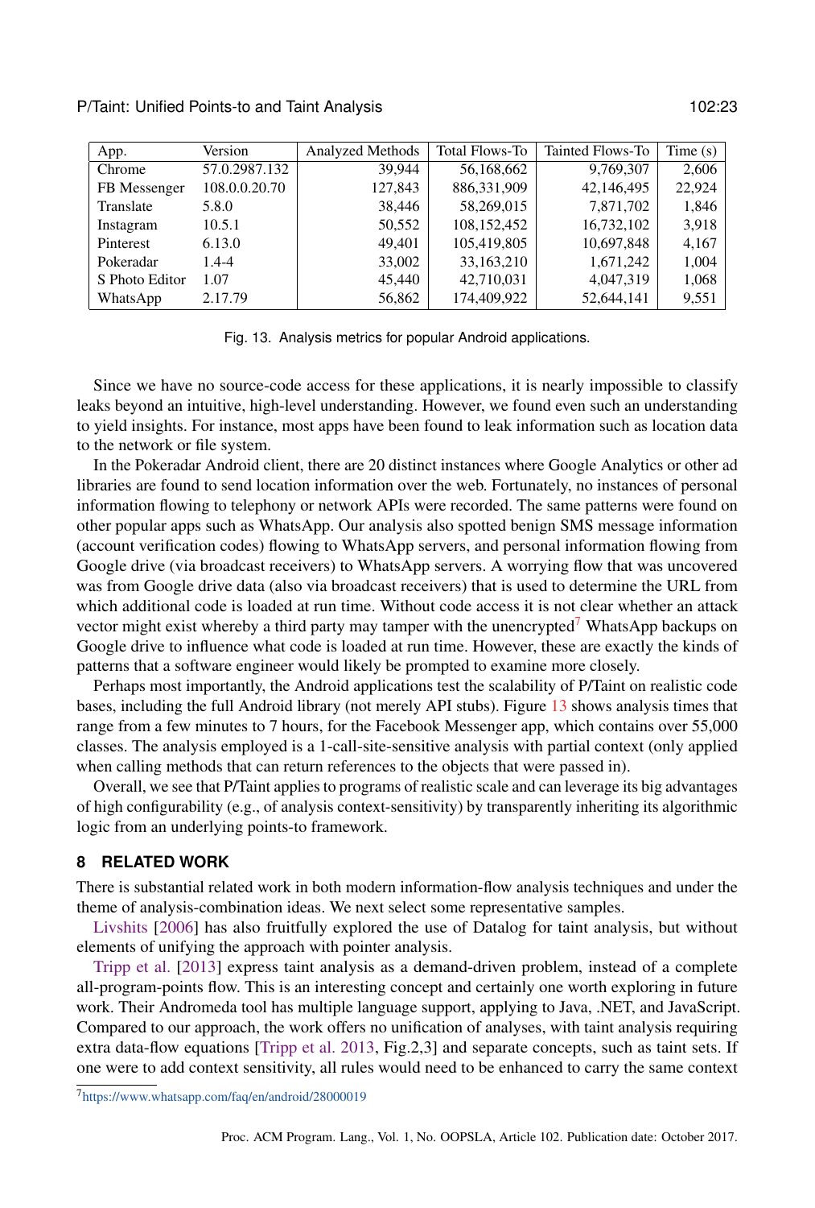| App. | Version | Analyzed Methods | Total Flows-To | Tainted Flows-To | Time (s) |
|---|---|---|---|---|---|
| Chrome | 57.0.2987.132 | 39,944 | 56,168,662 | 9,769,307 | 2,606 |
| FB Messenger | 108.0.0.20.70 | 127,843 | 886,331,909 | 42,146,495 | 22,924 |
| Translate | 5.8.0 | 38,446 | 58,269,015 | 7,871,702 | 1,846 |
| Instagram | 10.5.1 | 50,552 | 108,152,452 | 16,732,102 | 3,918 |
| Pinterest | 6.13.0 | 49,401 | 105,419,805 | 10,697,848 | 4,167 |
| Pokeradar | 1.4-4 | 33,002 | 33,163,210 | 1,671,242 | 1,004 |
| S Photo Editor | 1.07 | 45,440 | 42,710,031 | 4,047,319 | 1,068 |
| WhatsApp | 2.17.79 | 56,862 | 174,409,922 | 52,644,141 | 9,551 |

Fig. 13. Analysis metrics for popular Android applications.

Since we have no source-code access for these applications, it is nearly impossible to classify leaks beyond an intuitive, high-level understanding. However, we found even such an understanding to yield insights. For instance, most apps have been found to leak information such as location data to the network or file system.

In the Pokeradar Android client, there are 20 distinct instances where Google Analytics or other ad libraries are found to send location information over the web. Fortunately, no instances of personal information flowing to telephony or network APIs were recorded. The same patterns were found on other popular apps such as WhatsApp. Our analysis also spotted benign SMS message information (account verification codes) flowing to WhatsApp servers, and personal information flowing from Google drive (via broadcast receivers) to WhatsApp servers. A worrying flow that was uncovered was from Google drive data (also via broadcast receivers) that is used to determine the URL from which additional code is loaded at run time. Without code access it is not clear whether an attack vector might exist whereby a third party may tamper with the unencrypted[7] WhatsApp backups on Google drive to influence what code is loaded at run time. However, these are exactly the kinds of patterns that a software engineer would likely be prompted to examine more closely.

Perhaps most importantly, the Android applications test the scalability of P/Taint on realistic code bases, including the full Android library (not merely API stubs). Figure 13 shows analysis times that range from a few minutes to 7 hours, for the Facebook Messenger app, which contains over 55,000 classes. The analysis employed is a 1-call-site-sensitive analysis with partial context (only applied when calling methods that can return references to the objects that were passed in).

Overall, we see that P/Taint applies to programs of realistic scale and can leverage its big advantages of high configurability (e.g., of analysis context-sensitivity) by transparently inheriting its algorithmic logic from an underlying points-to framework.

## 8 RELATED WORK

There is substantial related work in both modern information-flow analysis techniques and under the theme of analysis-combination ideas. We next select some representative samples.

Livshits [2006] has also fruitfully explored the use of Datalog for taint analysis, but without elements of unifying the approach with pointer analysis.

Tripp et al. [2013] express taint analysis as a demand-driven problem, instead of a complete all-program-points flow. This is an interesting concept and certainly one worth exploring in future work. Their Andromeda tool has multiple language support, applying to Java, .NET, and JavaScript. Compared to our approach, the work offers no unification of analyses, with taint analysis requiring extra data-flow equations [Tripp et al. 2013, Fig.2,3] and separate concepts, such as taint sets. If one were to add context sensitivity, all rules would need to be enhanced to carry the same context

[7] https://www.whatsapp.com/faq/en/android/28000019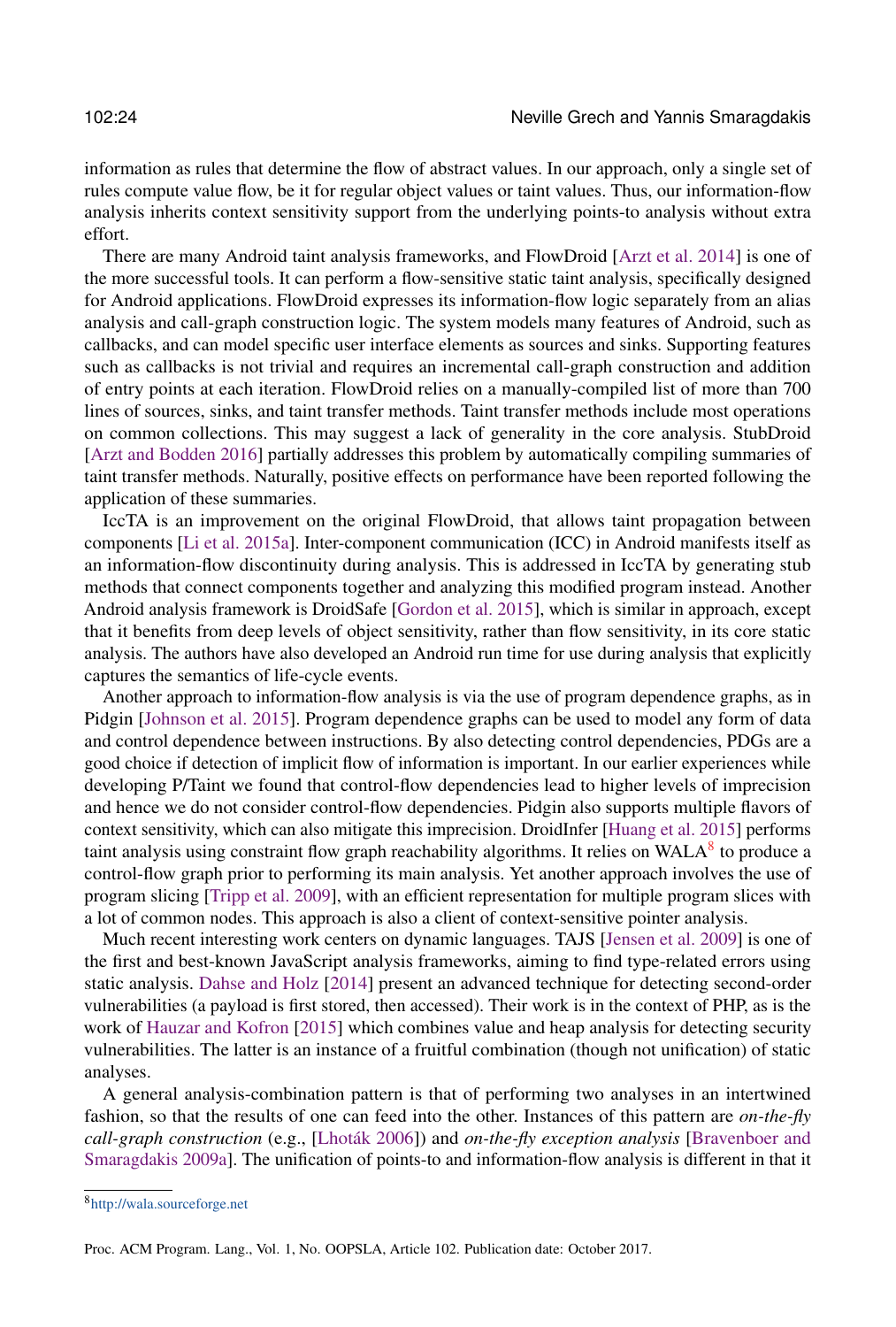information as rules that determine the flow of abstract values. In our approach, only a single set of rules compute value flow, be it for regular object values or taint values. Thus, our information-flow analysis inherits context sensitivity support from the underlying points-to analysis without extra effort.

There are many Android taint analysis frameworks, and FlowDroid [Arzt et al. 2014] is one of the more successful tools. It can perform a flow-sensitive static taint analysis, specifically designed for Android applications. FlowDroid expresses its information-flow logic separately from an alias analysis and call-graph construction logic. The system models many features of Android, such as callbacks, and can model specific user interface elements as sources and sinks. Supporting features such as callbacks is not trivial and requires an incremental call-graph construction and addition of entry points at each iteration. FlowDroid relies on a manually-compiled list of more than 700 lines of sources, sinks, and taint transfer methods. Taint transfer methods include most operations on common collections. This may suggest a lack of generality in the core analysis. StubDroid [Arzt and Bodden 2016] partially addresses this problem by automatically compiling summaries of taint transfer methods. Naturally, positive effects on performance have been reported following the application of these summaries.

IccTA is an improvement on the original FlowDroid, that allows taint propagation between components [Li et al. 2015a]. Inter-component communication (ICC) in Android manifests itself as an information-flow discontinuity during analysis. This is addressed in IccTA by generating stub methods that connect components together and analyzing this modified program instead. Another Android analysis framework is DroidSafe [Gordon et al. 2015], which is similar in approach, except that it benefits from deep levels of object sensitivity, rather than flow sensitivity, in its core static analysis. The authors have also developed an Android run time for use during analysis that explicitly captures the semantics of life-cycle events.

Another approach to information-flow analysis is via the use of program dependence graphs, as in Pidgin [Johnson et al. 2015]. Program dependence graphs can be used to model any form of data and control dependence between instructions. By also detecting control dependencies, PDGs are a good choice if detection of implicit flow of information is important. In our earlier experiences while developing P/Taint we found that control-flow dependencies lead to higher levels of imprecision and hence we do not consider control-flow dependencies. Pidgin also supports multiple flavors of context sensitivity, which can also mitigate this imprecision. DroidInfer [Huang et al. 2015] performs taint analysis using constraint flow graph reachability algorithms. It relies on WALA[8] to produce a control-flow graph prior to performing its main analysis. Yet another approach involves the use of program slicing [Tripp et al. 2009], with an efficient representation for multiple program slices with a lot of common nodes. This approach is also a client of context-sensitive pointer analysis.

Much recent interesting work centers on dynamic languages. TAJS [Jensen et al. 2009] is one of the first and best-known JavaScript analysis frameworks, aiming to find type-related errors using static analysis. Dahse and Holz [2014] present an advanced technique for detecting second-order vulnerabilities (a payload is first stored, then accessed). Their work is in the context of PHP, as is the work of Hauzar and Kofron [2015] which combines value and heap analysis for detecting security vulnerabilities. The latter is an instance of a fruitful combination (though not unification) of static analyses.

A general analysis-combination pattern is that of performing two analyses in an intertwined fashion, so that the results of one can feed into the other. Instances of this pattern are *on-the-fly call-graph construction* (e.g., [Lhoták 2006]) and *on-the-fly exception analysis* [Bravenboer and Smaragdakis 2009a]. The unification of points-to and information-flow analysis is different in that it

[8] http://wala.sourceforge.net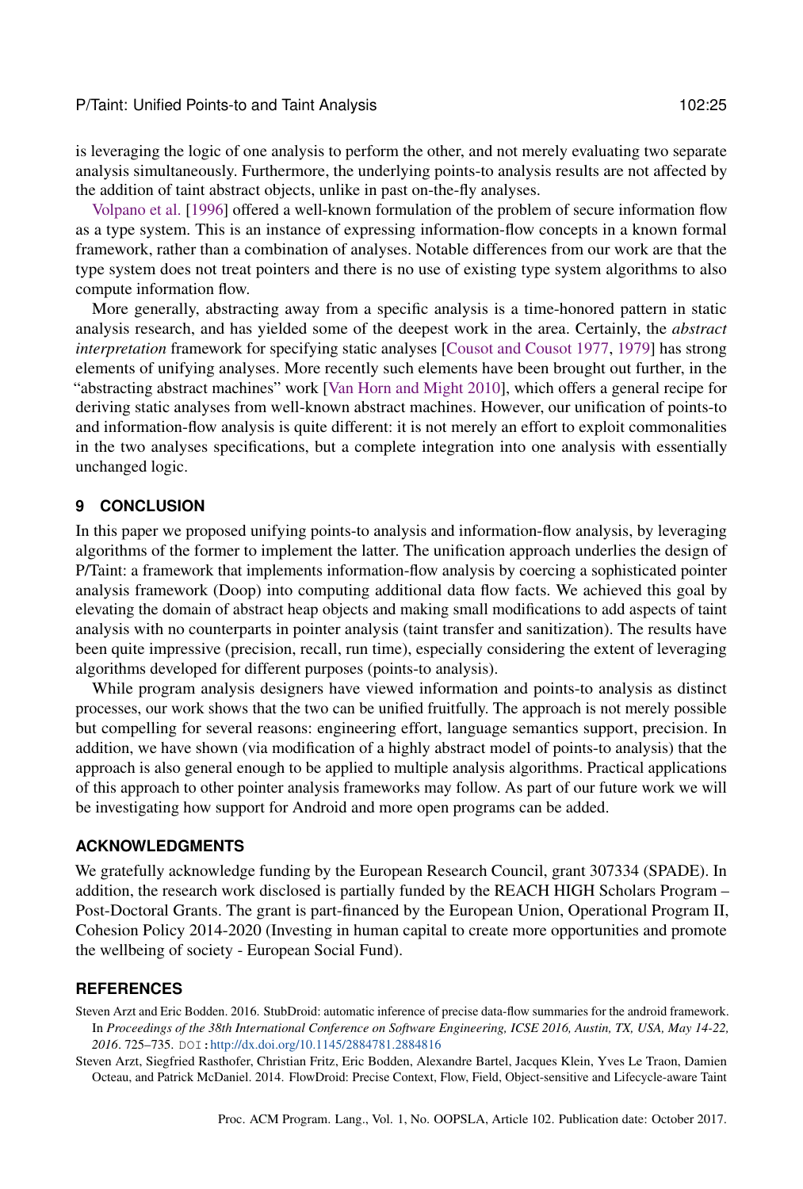is leveraging the logic of one analysis to perform the other, and not merely evaluating two separate analysis simultaneously. Furthermore, the underlying points-to analysis results are not affected by the addition of taint abstract objects, unlike in past on-the-fly analyses.

Volpano et al. [1996] offered a well-known formulation of the problem of secure information flow as a type system. This is an instance of expressing information-flow concepts in a known formal framework, rather than a combination of analyses. Notable differences from our work are that the type system does not treat pointers and there is no use of existing type system algorithms to also compute information flow.

More generally, abstracting away from a specific analysis is a time-honored pattern in static analysis research, and has yielded some of the deepest work in the area. Certainly, the *abstract interpretation* framework for specifying static analyses [Cousot and Cousot 1977, 1979] has strong elements of unifying analyses. More recently such elements have been brought out further, in the "abstracting abstract machines" work [Van Horn and Might 2010], which offers a general recipe for deriving static analyses from well-known abstract machines. However, our unification of points-to and information-flow analysis is quite different: it is not merely an effort to exploit commonalities in the two analyses specifications, but a complete integration into one analysis with essentially unchanged logic.

## 9 CONCLUSION

In this paper we proposed unifying points-to analysis and information-flow analysis, by leveraging algorithms of the former to implement the latter. The unification approach underlies the design of P/Taint: a framework that implements information-flow analysis by coercing a sophisticated pointer analysis framework (Doop) into computing additional data flow facts. We achieved this goal by elevating the domain of abstract heap objects and making small modifications to add aspects of taint analysis with no counterparts in pointer analysis (taint transfer and sanitization). The results have been quite impressive (precision, recall, run time), especially considering the extent of leveraging algorithms developed for different purposes (points-to analysis).

While program analysis designers have viewed information and points-to analysis as distinct processes, our work shows that the two can be unified fruitfully. The approach is not merely possible but compelling for several reasons: engineering effort, language semantics support, precision. In addition, we have shown (via modification of a highly abstract model of points-to analysis) that the approach is also general enough to be applied to multiple analysis algorithms. Practical applications of this approach to other pointer analysis frameworks may follow. As part of our future work we will be investigating how support for Android and more open programs can be added.

## ACKNOWLEDGMENTS

We gratefully acknowledge funding by the European Research Council, grant 307334 (SPADE). In addition, the research work disclosed is partially funded by the REACH HIGH Scholars Program – Post-Doctoral Grants. The grant is part-financed by the European Union, Operational Program II, Cohesion Policy 2014-2020 (Investing in human capital to create more opportunities and promote the wellbeing of society - European Social Fund).

## REFERENCES

Steven Arzt and Eric Bodden. 2016. StubDroid: automatic inference of precise data-flow summaries for the android framework. In *Proceedings of the 38th International Conference on Software Engineering, ICSE 2016, Austin, TX, USA, May 14-22, 2016*. 725–735. DOI: http://dx.doi.org/10.1145/2884781.2884816

Steven Arzt, Siegfried Rasthofer, Christian Fritz, Eric Bodden, Alexandre Bartel, Jacques Klein, Yves Le Traon, Damien Octeau, and Patrick McDaniel. 2014. FlowDroid: Precise Context, Flow, Field, Object-sensitive and Lifecycle-aware Taint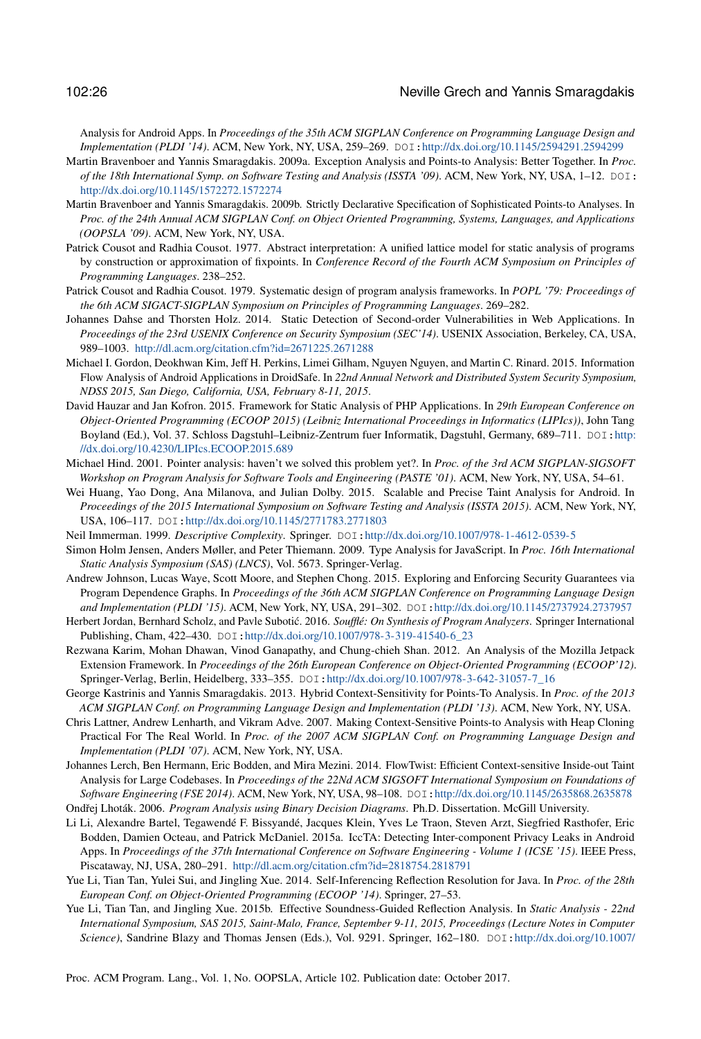Analysis for Android Apps. In *Proceedings of the 35th ACM SIGPLAN Conference on Programming Language Design and Implementation (PLDI '14)*. ACM, New York, NY, USA, 259–269. DOI: http://dx.doi.org/10.1145/2594291.2594299

Martin Bravenboer and Yannis Smaragdakis. 2009a. Exception Analysis and Points-to Analysis: Better Together. In *Proc. of the 18th International Symp. on Software Testing and Analysis (ISSTA '09)*. ACM, New York, NY, USA, 1–12. DOI: http://dx.doi.org/10.1145/1572272.1572274

Martin Bravenboer and Yannis Smaragdakis. 2009b. Strictly Declarative Specification of Sophisticated Points-to Analyses. In *Proc. of the 24th Annual ACM SIGPLAN Conf. on Object Oriented Programming, Systems, Languages, and Applications (OOPSLA '09)*. ACM, New York, NY, USA.

Patrick Cousot and Radhia Cousot. 1977. Abstract interpretation: A unified lattice model for static analysis of programs by construction or approximation of fixpoints. In *Conference Record of the Fourth ACM Symposium on Principles of Programming Languages*. 238–252.

Patrick Cousot and Radhia Cousot. 1979. Systematic design of program analysis frameworks. In *POPL '79: Proceedings of the 6th ACM SIGACT-SIGPLAN Symposium on Principles of Programming Languages*. 269–282.

Johannes Dahse and Thorsten Holz. 2014. Static Detection of Second-order Vulnerabilities in Web Applications. In *Proceedings of the 23rd USENIX Conference on Security Symposium (SEC'14)*. USENIX Association, Berkeley, CA, USA, 989–1003. http://dl.acm.org/citation.cfm?id=2671225.2671288

Michael I. Gordon, Deokhwan Kim, Jeff H. Perkins, Limei Gilham, Nguyen Nguyen, and Martin C. Rinard. 2015. Information Flow Analysis of Android Applications in DroidSafe. In *22nd Annual Network and Distributed System Security Symposium, NDSS 2015, San Diego, California, USA, February 8-11, 2015*.

David Hauzar and Jan Kofron. 2015. Framework for Static Analysis of PHP Applications. In *29th European Conference on Object-Oriented Programming (ECOOP 2015) (Leibniz International Proceedings in Informatics (LIPIcs))*, John Tang Boyland (Ed.), Vol. 37. Schloss Dagstuhl–Leibniz-Zentrum fuer Informatik, Dagstuhl, Germany, 689–711. DOI: http://dx.doi.org/10.4230/LIPIcs.ECOOP.2015.689

Michael Hind. 2001. Pointer analysis: haven't we solved this problem yet?. In *Proc. of the 3rd ACM SIGPLAN-SIGSOFT Workshop on Program Analysis for Software Tools and Engineering (PASTE '01)*. ACM, New York, NY, USA, 54–61.

Wei Huang, Yao Dong, Ana Milanova, and Julian Dolby. 2015. Scalable and Precise Taint Analysis for Android. In *Proceedings of the 2015 International Symposium on Software Testing and Analysis (ISSTA 2015)*. ACM, New York, NY, USA, 106–117. DOI: http://dx.doi.org/10.1145/2771783.2771803

Neil Immerman. 1999. *Descriptive Complexity*. Springer. DOI: http://dx.doi.org/10.1007/978-1-4612-0539-5

Simon Holm Jensen, Anders Møller, and Peter Thiemann. 2009. Type Analysis for JavaScript. In *Proc. 16th International Static Analysis Symposium (SAS) (LNCS)*, Vol. 5673. Springer-Verlag.

Andrew Johnson, Lucas Waye, Scott Moore, and Stephen Chong. 2015. Exploring and Enforcing Security Guarantees via Program Dependence Graphs. In *Proceedings of the 36th ACM SIGPLAN Conference on Programming Language Design and Implementation (PLDI '15)*. ACM, New York, NY, USA, 291–302. DOI: http://dx.doi.org/10.1145/2737924.2737957

Herbert Jordan, Bernhard Scholz, and Pavle Subotić. 2016. *Soufflé: On Synthesis of Program Analyzers*. Springer International Publishing, Cham, 422–430. DOI: http://dx.doi.org/10.1007/978-3-319-41540-6_23

Rezwana Karim, Mohan Dhawan, Vinod Ganapathy, and Chung-chieh Shan. 2012. An Analysis of the Mozilla Jetpack Extension Framework. In *Proceedings of the 26th European Conference on Object-Oriented Programming (ECOOP'12)*. Springer-Verlag, Berlin, Heidelberg, 333–355. DOI: http://dx.doi.org/10.1007/978-3-642-31057-7_16

George Kastrinis and Yannis Smaragdakis. 2013. Hybrid Context-Sensitivity for Points-To Analysis. In *Proc. of the 2013 ACM SIGPLAN Conf. on Programming Language Design and Implementation (PLDI '13)*. ACM, New York, NY, USA.

Chris Lattner, Andrew Lenharth, and Vikram Adve. 2007. Making Context-Sensitive Points-to Analysis with Heap Cloning Practical For The Real World. In *Proc. of the 2007 ACM SIGPLAN Conf. on Programming Language Design and Implementation (PLDI '07)*. ACM, New York, NY, USA.

Johannes Lerch, Ben Hermann, Eric Bodden, and Mira Mezini. 2014. FlowTwist: Efficient Context-sensitive Inside-out Taint Analysis for Large Codebases. In *Proceedings of the 22Nd ACM SIGSOFT International Symposium on Foundations of Software Engineering (FSE 2014)*. ACM, New York, NY, USA, 98–108. DOI: http://dx.doi.org/10.1145/2635868.2635878

Ondřej Lhoták. 2006. *Program Analysis using Binary Decision Diagrams*. Ph.D. Dissertation. McGill University.

Li Li, Alexandre Bartel, Tegawendé F. Bissyandé, Jacques Klein, Yves Le Traon, Steven Arzt, Siegfried Rasthofer, Eric Bodden, Damien Octeau, and Patrick McDaniel. 2015a. IccTA: Detecting Inter-component Privacy Leaks in Android Apps. In *Proceedings of the 37th International Conference on Software Engineering - Volume 1 (ICSE '15)*. IEEE Press, Piscataway, NJ, USA, 280–291. http://dl.acm.org/citation.cfm?id=2818754.2818791

Yue Li, Tian Tan, Yulei Sui, and Jingling Xue. 2014. Self-Inferencing Reflection Resolution for Java. In *Proc. of the 28th European Conf. on Object-Oriented Programming (ECOOP '14)*. Springer, 27–53.

Yue Li, Tian Tan, and Jingling Xue. 2015b. Effective Soundness-Guided Reflection Analysis. In *Static Analysis - 22nd International Symposium, SAS 2015, Saint-Malo, France, September 9-11, 2015, Proceedings (Lecture Notes in Computer Science)*, Sandrine Blazy and Thomas Jensen (Eds.), Vol. 9291. Springer, 162–180. DOI: http://dx.doi.org/10.1007/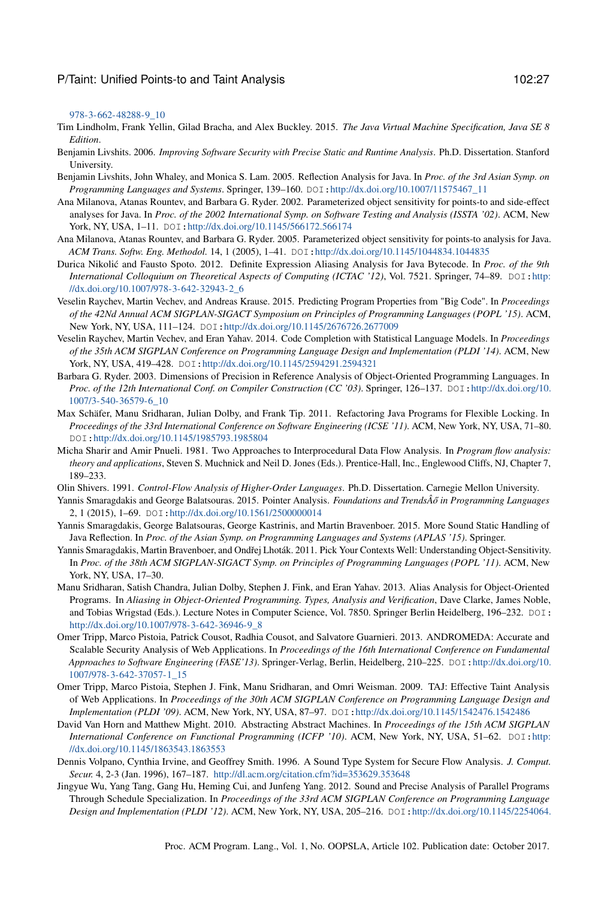978-3-662-48288-9_10

Tim Lindholm, Frank Yellin, Gilad Bracha, and Alex Buckley. 2015. *The Java Virtual Machine Specification, Java SE 8 Edition*.

Benjamin Livshits. 2006. *Improving Software Security with Precise Static and Runtime Analysis*. Ph.D. Dissertation. Stanford University.

Benjamin Livshits, John Whaley, and Monica S. Lam. 2005. Reflection Analysis for Java. In *Proc. of the 3rd Asian Symp. on Programming Languages and Systems*. Springer, 139–160. DOI: http://dx.doi.org/10.1007/11575467_11

Ana Milanova, Atanas Rountev, and Barbara G. Ryder. 2002. Parameterized object sensitivity for points-to and side-effect analyses for Java. In *Proc. of the 2002 International Symp. on Software Testing and Analysis (ISSTA '02)*. ACM, New York, NY, USA, 1–11. DOI: http://dx.doi.org/10.1145/566172.566174

Ana Milanova, Atanas Rountev, and Barbara G. Ryder. 2005. Parameterized object sensitivity for points-to analysis for Java. *ACM Trans. Softw. Eng. Methodol.* 14, 1 (2005), 1–41. DOI: http://dx.doi.org/10.1145/1044834.1044835

Durica Nikolić and Fausto Spoto. 2012. Definite Expression Aliasing Analysis for Java Bytecode. In *Proc. of the 9th International Colloquium on Theoretical Aspects of Computing (ICTAC '12)*, Vol. 7521. Springer, 74–89. DOI: http://dx.doi.org/10.1007/978-3-642-32943-2_6

Veselin Raychev, Martin Vechev, and Andreas Krause. 2015. Predicting Program Properties from "Big Code". In *Proceedings of the 42Nd Annual ACM SIGPLAN-SIGACT Symposium on Principles of Programming Languages (POPL '15)*. ACM, New York, NY, USA, 111–124. DOI: http://dx.doi.org/10.1145/2676726.2677009

Veselin Raychev, Martin Vechev, and Eran Yahav. 2014. Code Completion with Statistical Language Models. In *Proceedings of the 35th ACM SIGPLAN Conference on Programming Language Design and Implementation (PLDI '14)*. ACM, New York, NY, USA, 419–428. DOI: http://dx.doi.org/10.1145/2594291.2594321

Barbara G. Ryder. 2003. Dimensions of Precision in Reference Analysis of Object-Oriented Programming Languages. In *Proc. of the 12th International Conf. on Compiler Construction (CC '03)*. Springer, 126–137. DOI: http://dx.doi.org/10.1007/3-540-36579-6_10

Max Schäfer, Manu Sridharan, Julian Dolby, and Frank Tip. 2011. Refactoring Java Programs for Flexible Locking. In *Proceedings of the 33rd International Conference on Software Engineering (ICSE '11)*. ACM, New York, NY, USA, 71–80. DOI: http://dx.doi.org/10.1145/1985793.1985804

Micha Sharir and Amir Pnueli. 1981. Two Approaches to Interprocedural Data Flow Analysis. In *Program flow analysis: theory and applications*, Steven S. Muchnick and Neil D. Jones (Eds.). Prentice-Hall, Inc., Englewood Cliffs, NJ, Chapter 7, 189–233.

Olin Shivers. 1991. *Control-Flow Analysis of Higher-Order Languages*. Ph.D. Dissertation. Carnegie Mellon University.

Yannis Smaragdakis and George Balatsouras. 2015. Pointer Analysis. *Foundations and TrendsÂő in Programming Languages* 2, 1 (2015), 1–69. DOI: http://dx.doi.org/10.1561/2500000014

Yannis Smaragdakis, George Balatsouras, George Kastrinis, and Martin Bravenboer. 2015. More Sound Static Handling of Java Reflection. In *Proc. of the Asian Symp. on Programming Languages and Systems (APLAS '15)*. Springer.

Yannis Smaragdakis, Martin Bravenboer, and Ondřej Lhoták. 2011. Pick Your Contexts Well: Understanding Object-Sensitivity. In *Proc. of the 38th ACM SIGPLAN-SIGACT Symp. on Principles of Programming Languages (POPL '11)*. ACM, New York, NY, USA, 17–30.

Manu Sridharan, Satish Chandra, Julian Dolby, Stephen J. Fink, and Eran Yahav. 2013. Alias Analysis for Object-Oriented Programs. In *Aliasing in Object-Oriented Programming. Types, Analysis and Verification*, Dave Clarke, James Noble, and Tobias Wrigstad (Eds.). Lecture Notes in Computer Science, Vol. 7850. Springer Berlin Heidelberg, 196–232. DOI: http://dx.doi.org/10.1007/978-3-642-36946-9_8

Omer Tripp, Marco Pistoia, Patrick Cousot, Radhia Cousot, and Salvatore Guarnieri. 2013. ANDROMEDA: Accurate and Scalable Security Analysis of Web Applications. In *Proceedings of the 16th International Conference on Fundamental Approaches to Software Engineering (FASE'13)*. Springer-Verlag, Berlin, Heidelberg, 210–225. DOI: http://dx.doi.org/10.1007/978-3-642-37057-1_15

Omer Tripp, Marco Pistoia, Stephen J. Fink, Manu Sridharan, and Omri Weisman. 2009. TAJ: Effective Taint Analysis of Web Applications. In *Proceedings of the 30th ACM SIGPLAN Conference on Programming Language Design and Implementation (PLDI '09)*. ACM, New York, NY, USA, 87–97. DOI: http://dx.doi.org/10.1145/1542476.1542486

David Van Horn and Matthew Might. 2010. Abstracting Abstract Machines. In *Proceedings of the 15th ACM SIGPLAN International Conference on Functional Programming (ICFP '10)*. ACM, New York, NY, USA, 51–62. DOI: http://dx.doi.org/10.1145/1863543.1863553

Dennis Volpano, Cynthia Irvine, and Geoffrey Smith. 1996. A Sound Type System for Secure Flow Analysis. *J. Comput. Secur.* 4, 2-3 (Jan. 1996), 167–187. http://dl.acm.org/citation.cfm?id=353629.353648

Jingyue Wu, Yang Tang, Gang Hu, Heming Cui, and Junfeng Yang. 2012. Sound and Precise Analysis of Parallel Programs Through Schedule Specialization. In *Proceedings of the 33rd ACM SIGPLAN Conference on Programming Language Design and Implementation (PLDI '12)*. ACM, New York, NY, USA, 205–216. DOI: http://dx.doi.org/10.1145/2254064.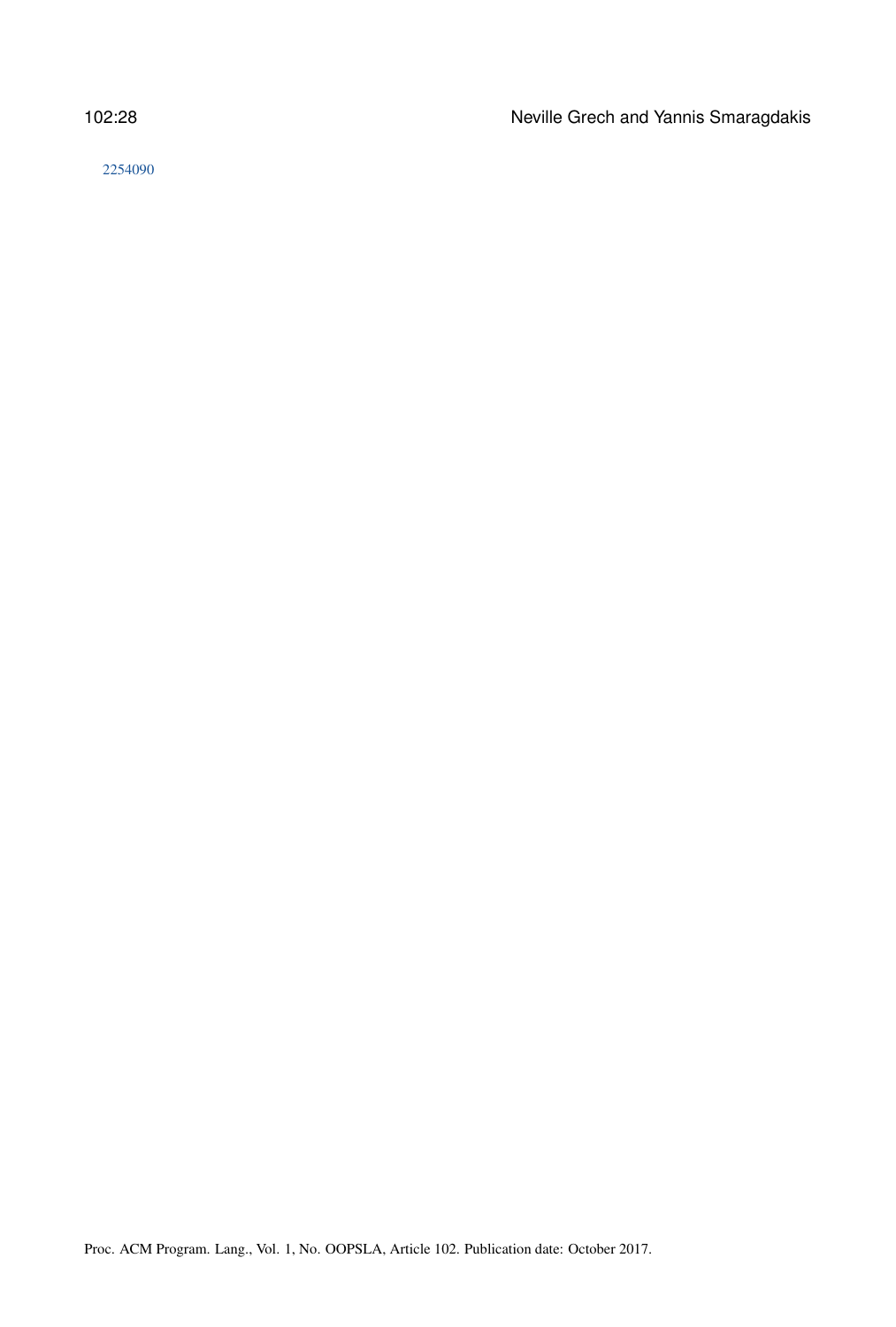2254090